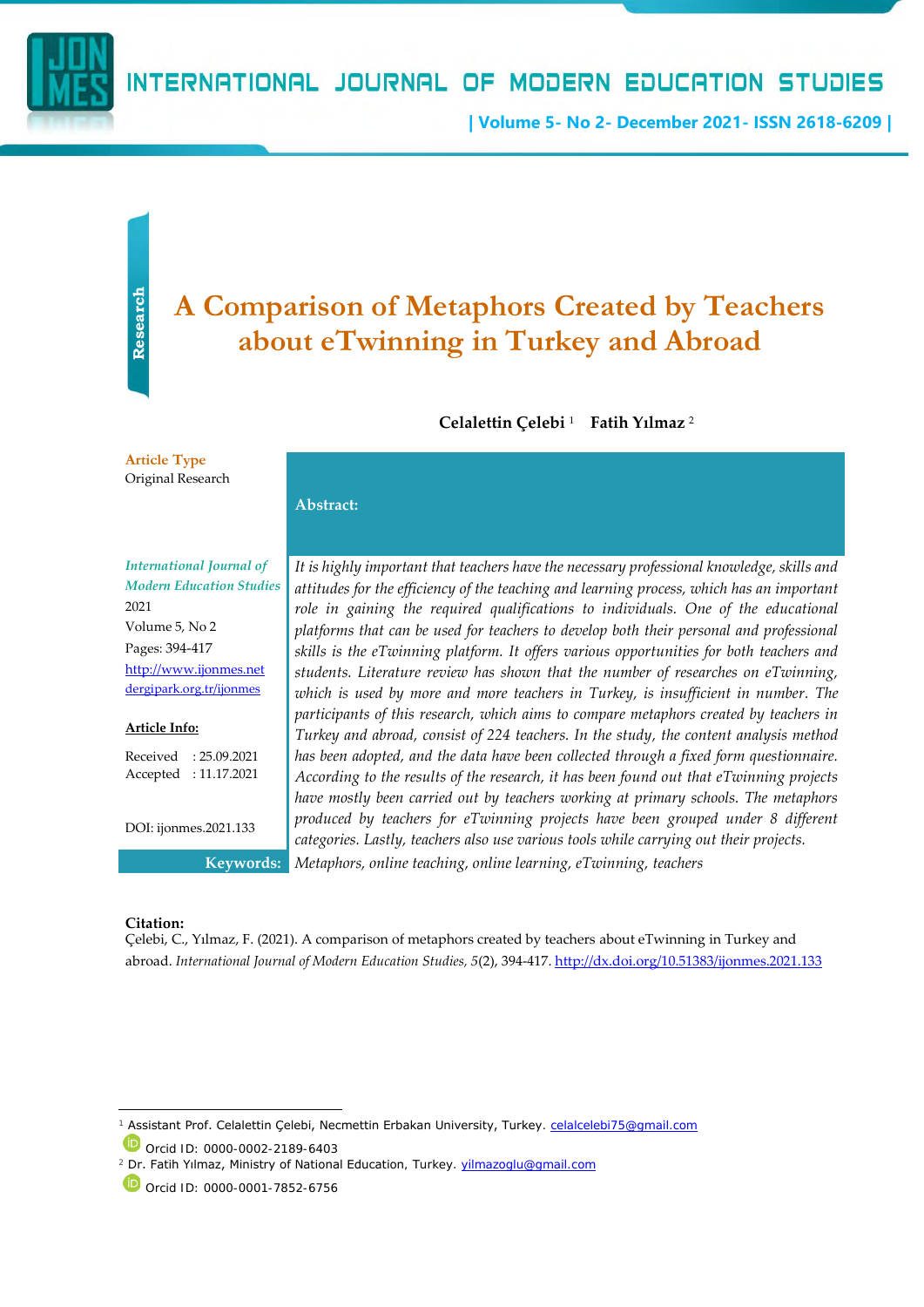Research

# A Comparison of Metaphors Created by Teachers about eTwinning in Turkey and Abroad

**Celalettin Çelebi** [1] **Fatih Yılmaz** [2]

**Article Type**
Original Research

*International Journal of Modern Education Studies*
2021
Volume 5, No 2
Pages: 394-417
http://www.ijonmes.net
dergipark.org.tr/ijonmes

**Article Info:**

Received : 25.09.2021
Accepted : 11.17.2021

DOI: ijonmes.2021.133

**Abstract:**

*It is highly important that teachers have the necessary professional knowledge, skills and attitudes for the efficiency of the teaching and learning process, which has an important role in gaining the required qualifications to individuals. One of the educational platforms that can be used for teachers to develop both their personal and professional skills is the eTwinning platform. It offers various opportunities for both teachers and students. Literature review has shown that the number of researches on eTwinning, which is used by more and more teachers in Turkey, is insufficient in number. The participants of this research, which aims to compare metaphors created by teachers in Turkey and abroad, consist of 224 teachers. In the study, the content analysis method has been adopted, and the data have been collected through a fixed form questionnaire. According to the results of the research, it has been found out that eTwinning projects have mostly been carried out by teachers working at primary schools. The metaphors produced by teachers for eTwinning projects have been grouped under 8 different categories. Lastly, teachers also use various tools while carrying out their projects.*

**Keywords:** *Metaphors, online teaching, online learning, eTwinning, teachers*

**Citation:**
Çelebi, C., Yılmaz, F. (2021). A comparison of metaphors created by teachers about eTwinning in Turkey and abroad. *International Journal of Modern Education Studies, 5*(2), 394-417. http://dx.doi.org/10.51383/ijonmes.2021.133

---

[1] Assistant Prof. Celalettin Çelebi, Necmettin Erbakan University, Turkey. celalcelebi75@gmail.com
Orcid ID: 0000-0002-2189-6403
[2] Dr. Fatih Yılmaz, Ministry of National Education, Turkey. yilmazoglu@gmail.com
Orcid ID: 0000-0001-7852-6756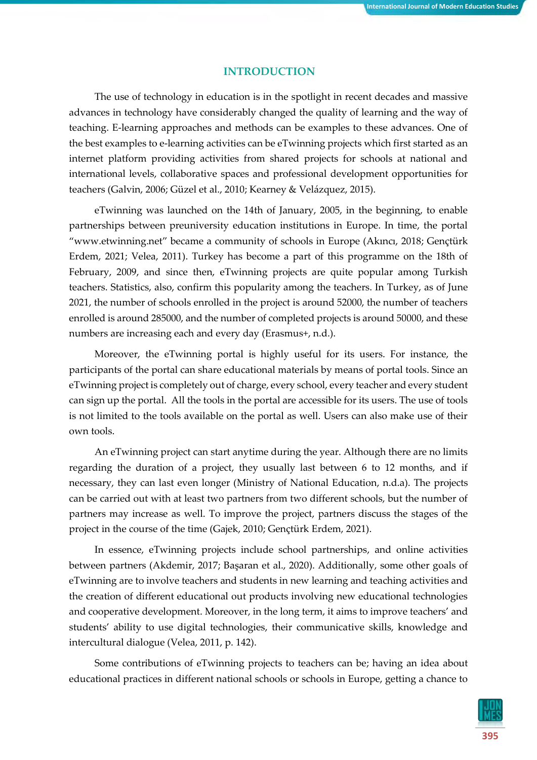## INTRODUCTION

The use of technology in education is in the spotlight in recent decades and massive advances in technology have considerably changed the quality of learning and the way of teaching. E-learning approaches and methods can be examples to these advances. One of the best examples to e-learning activities can be eTwinning projects which first started as an internet platform providing activities from shared projects for schools at national and international levels, collaborative spaces and professional development opportunities for teachers (Galvin, 2006; Güzel et al., 2010; Kearney & Velázquez, 2015).

eTwinning was launched on the 14th of January, 2005, in the beginning, to enable partnerships between preuniversity education institutions in Europe. In time, the portal "www.etwinning.net" became a community of schools in Europe (Akıncı, 2018; Gençtürk Erdem, 2021; Velea, 2011). Turkey has become a part of this programme on the 18th of February, 2009, and since then, eTwinning projects are quite popular among Turkish teachers. Statistics, also, confirm this popularity among the teachers. In Turkey, as of June 2021, the number of schools enrolled in the project is around 52000, the number of teachers enrolled is around 285000, and the number of completed projects is around 50000, and these numbers are increasing each and every day (Erasmus+, n.d.).

Moreover, the eTwinning portal is highly useful for its users. For instance, the participants of the portal can share educational materials by means of portal tools. Since an eTwinning project is completely out of charge, every school, every teacher and every student can sign up the portal. All the tools in the portal are accessible for its users. The use of tools is not limited to the tools available on the portal as well. Users can also make use of their own tools.

An eTwinning project can start anytime during the year. Although there are no limits regarding the duration of a project, they usually last between 6 to 12 months, and if necessary, they can last even longer (Ministry of National Education, n.d.a). The projects can be carried out with at least two partners from two different schools, but the number of partners may increase as well. To improve the project, partners discuss the stages of the project in the course of the time (Gajek, 2010; Gençtürk Erdem, 2021).

In essence, eTwinning projects include school partnerships, and online activities between partners (Akdemir, 2017; Başaran et al., 2020). Additionally, some other goals of eTwinning are to involve teachers and students in new learning and teaching activities and the creation of different educational out products involving new educational technologies and cooperative development. Moreover, in the long term, it aims to improve teachers' and students' ability to use digital technologies, their communicative skills, knowledge and intercultural dialogue (Velea, 2011, p. 142).

Some contributions of eTwinning projects to teachers can be; having an idea about educational practices in different national schools or schools in Europe, getting a chance to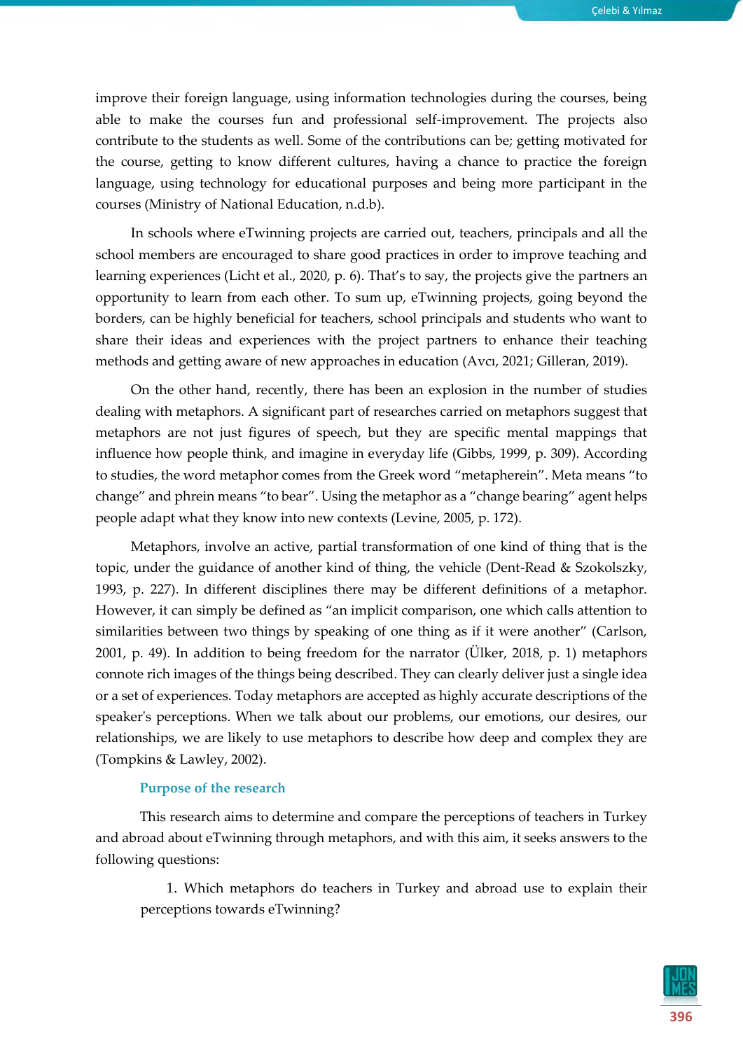improve their foreign language, using information technologies during the courses, being able to make the courses fun and professional self-improvement. The projects also contribute to the students as well. Some of the contributions can be; getting motivated for the course, getting to know different cultures, having a chance to practice the foreign language, using technology for educational purposes and being more participant in the courses (Ministry of National Education, n.d.b).

In schools where eTwinning projects are carried out, teachers, principals and all the school members are encouraged to share good practices in order to improve teaching and learning experiences (Licht et al., 2020, p. 6). That's to say, the projects give the partners an opportunity to learn from each other. To sum up, eTwinning projects, going beyond the borders, can be highly beneficial for teachers, school principals and students who want to share their ideas and experiences with the project partners to enhance their teaching methods and getting aware of new approaches in education (Avcı, 2021; Gilleran, 2019).

On the other hand, recently, there has been an explosion in the number of studies dealing with metaphors. A significant part of researches carried on metaphors suggest that metaphors are not just figures of speech, but they are specific mental mappings that influence how people think, and imagine in everyday life (Gibbs, 1999, p. 309). According to studies, the word metaphor comes from the Greek word "metapherein". Meta means "to change" and phrein means "to bear". Using the metaphor as a "change bearing" agent helps people adapt what they know into new contexts (Levine, 2005, p. 172).

Metaphors, involve an active, partial transformation of one kind of thing that is the topic, under the guidance of another kind of thing, the vehicle (Dent-Read & Szokolszky, 1993, p. 227). In different disciplines there may be different definitions of a metaphor. However, it can simply be defined as "an implicit comparison, one which calls attention to similarities between two things by speaking of one thing as if it were another" (Carlson, 2001, p. 49). In addition to being freedom for the narrator (Ülker, 2018, p. 1) metaphors connote rich images of the things being described. They can clearly deliver just a single idea or a set of experiences. Today metaphors are accepted as highly accurate descriptions of the speaker's perceptions. When we talk about our problems, our emotions, our desires, our relationships, we are likely to use metaphors to describe how deep and complex they are (Tompkins & Lawley, 2002).

### Purpose of the research

This research aims to determine and compare the perceptions of teachers in Turkey and abroad about eTwinning through metaphors, and with this aim, it seeks answers to the following questions:

1. Which metaphors do teachers in Turkey and abroad use to explain their perceptions towards eTwinning?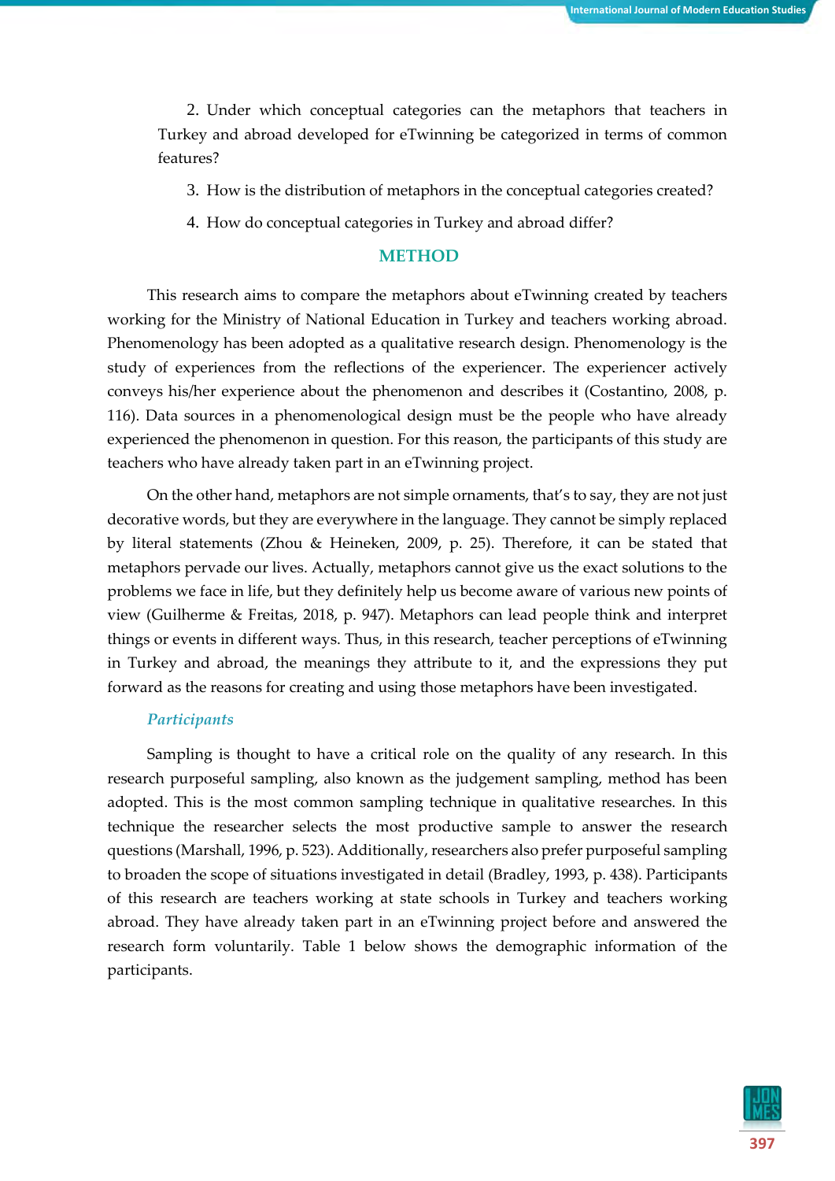2. Under which conceptual categories can the metaphors that teachers in Turkey and abroad developed for eTwinning be categorized in terms of common features?

3. How is the distribution of metaphors in the conceptual categories created?

4. How do conceptual categories in Turkey and abroad differ?

## METHOD

This research aims to compare the metaphors about eTwinning created by teachers working for the Ministry of National Education in Turkey and teachers working abroad. Phenomenology has been adopted as a qualitative research design. Phenomenology is the study of experiences from the reflections of the experiencer. The experiencer actively conveys his/her experience about the phenomenon and describes it (Costantino, 2008, p. 116). Data sources in a phenomenological design must be the people who have already experienced the phenomenon in question. For this reason, the participants of this study are teachers who have already taken part in an eTwinning project.

On the other hand, metaphors are not simple ornaments, that's to say, they are not just decorative words, but they are everywhere in the language. They cannot be simply replaced by literal statements (Zhou & Heineken, 2009, p. 25). Therefore, it can be stated that metaphors pervade our lives. Actually, metaphors cannot give us the exact solutions to the problems we face in life, but they definitely help us become aware of various new points of view (Guilherme & Freitas, 2018, p. 947). Metaphors can lead people think and interpret things or events in different ways. Thus, in this research, teacher perceptions of eTwinning in Turkey and abroad, the meanings they attribute to it, and the expressions they put forward as the reasons for creating and using those metaphors have been investigated.

### *Participants*

Sampling is thought to have a critical role on the quality of any research. In this research purposeful sampling, also known as the judgement sampling, method has been adopted. This is the most common sampling technique in qualitative researches. In this technique the researcher selects the most productive sample to answer the research questions (Marshall, 1996, p. 523). Additionally, researchers also prefer purposeful sampling to broaden the scope of situations investigated in detail (Bradley, 1993, p. 438). Participants of this research are teachers working at state schools in Turkey and teachers working abroad. They have already taken part in an eTwinning project before and answered the research form voluntarily. Table 1 below shows the demographic information of the participants.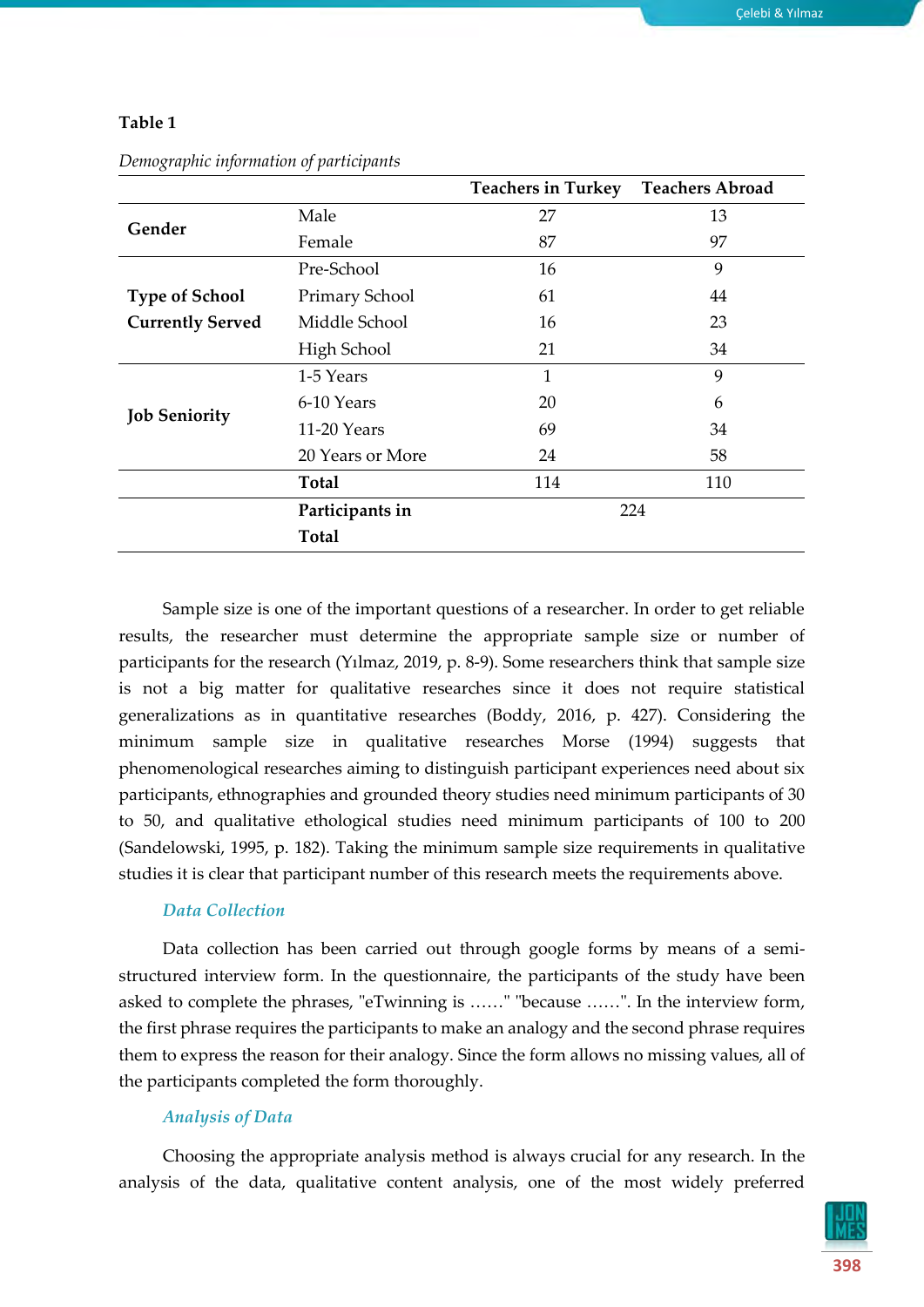**Table 1**

*Demographic information of participants*

| | | Teachers in Turkey | Teachers Abroad |
|---|---|---|---|
| **Gender** | Male | 27 | 13 |
| | Female | 87 | 97 |
| **Type of School Currently Served** | Pre-School | 16 | 9 |
| | Primary School | 61 | 44 |
| | Middle School | 16 | 23 |
| | High School | 21 | 34 |
| **Job Seniority** | 1-5 Years | 1 | 9 |
| | 6-10 Years | 20 | 6 |
| | 11-20 Years | 69 | 34 |
| | 20 Years or More | 24 | 58 |
| | **Total** | 114 | 110 |
| | **Participants in Total** | 224 | |

Sample size is one of the important questions of a researcher. In order to get reliable results, the researcher must determine the appropriate sample size or number of participants for the research (Yılmaz, 2019, p. 8-9). Some researchers think that sample size is not a big matter for qualitative researches since it does not require statistical generalizations as in quantitative researches (Boddy, 2016, p. 427). Considering the minimum sample size in qualitative researches Morse (1994) suggests that phenomenological researches aiming to distinguish participant experiences need about six participants, ethnographies and grounded theory studies need minimum participants of 30 to 50, and qualitative ethological studies need minimum participants of 100 to 200 (Sandelowski, 1995, p. 182). Taking the minimum sample size requirements in qualitative studies it is clear that participant number of this research meets the requirements above.

### *Data Collection*

Data collection has been carried out through google forms by means of a semi-structured interview form. In the questionnaire, the participants of the study have been asked to complete the phrases, "eTwinning is ……" "because ……". In the interview form, the first phrase requires the participants to make an analogy and the second phrase requires them to express the reason for their analogy. Since the form allows no missing values, all of the participants completed the form thoroughly.

### *Analysis of Data*

Choosing the appropriate analysis method is always crucial for any research. In the analysis of the data, qualitative content analysis, one of the most widely preferred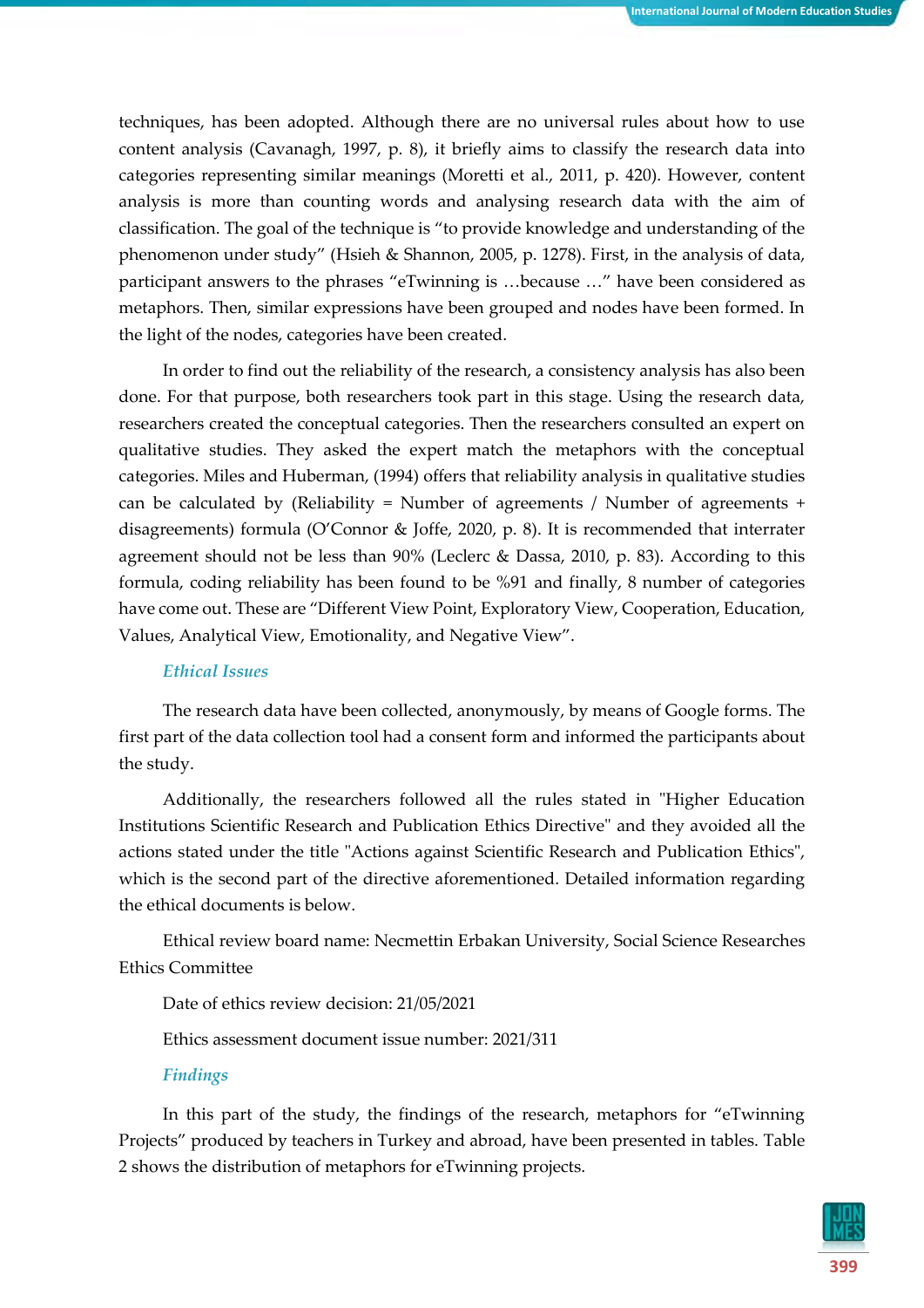techniques, has been adopted. Although there are no universal rules about how to use content analysis (Cavanagh, 1997, p. 8), it briefly aims to classify the research data into categories representing similar meanings (Moretti et al., 2011, p. 420). However, content analysis is more than counting words and analysing research data with the aim of classification. The goal of the technique is "to provide knowledge and understanding of the phenomenon under study" (Hsieh & Shannon, 2005, p. 1278). First, in the analysis of data, participant answers to the phrases "eTwinning is …because …" have been considered as metaphors. Then, similar expressions have been grouped and nodes have been formed. In the light of the nodes, categories have been created.

In order to find out the reliability of the research, a consistency analysis has also been done. For that purpose, both researchers took part in this stage. Using the research data, researchers created the conceptual categories. Then the researchers consulted an expert on qualitative studies. They asked the expert match the metaphors with the conceptual categories. Miles and Huberman, (1994) offers that reliability analysis in qualitative studies can be calculated by (Reliability = Number of agreements / Number of agreements + disagreements) formula (O'Connor & Joffe, 2020, p. 8). It is recommended that interrater agreement should not be less than 90% (Leclerc & Dassa, 2010, p. 83). According to this formula, coding reliability has been found to be %91 and finally, 8 number of categories have come out. These are "Different View Point, Exploratory View, Cooperation, Education, Values, Analytical View, Emotionality, and Negative View".

### *Ethical Issues*

The research data have been collected, anonymously, by means of Google forms. The first part of the data collection tool had a consent form and informed the participants about the study.

Additionally, the researchers followed all the rules stated in "Higher Education Institutions Scientific Research and Publication Ethics Directive" and they avoided all the actions stated under the title "Actions against Scientific Research and Publication Ethics", which is the second part of the directive aforementioned. Detailed information regarding the ethical documents is below.

Ethical review board name: Necmettin Erbakan University, Social Science Researches Ethics Committee

Date of ethics review decision: 21/05/2021

Ethics assessment document issue number: 2021/311

### *Findings*

In this part of the study, the findings of the research, metaphors for "eTwinning Projects" produced by teachers in Turkey and abroad, have been presented in tables. Table 2 shows the distribution of metaphors for eTwinning projects.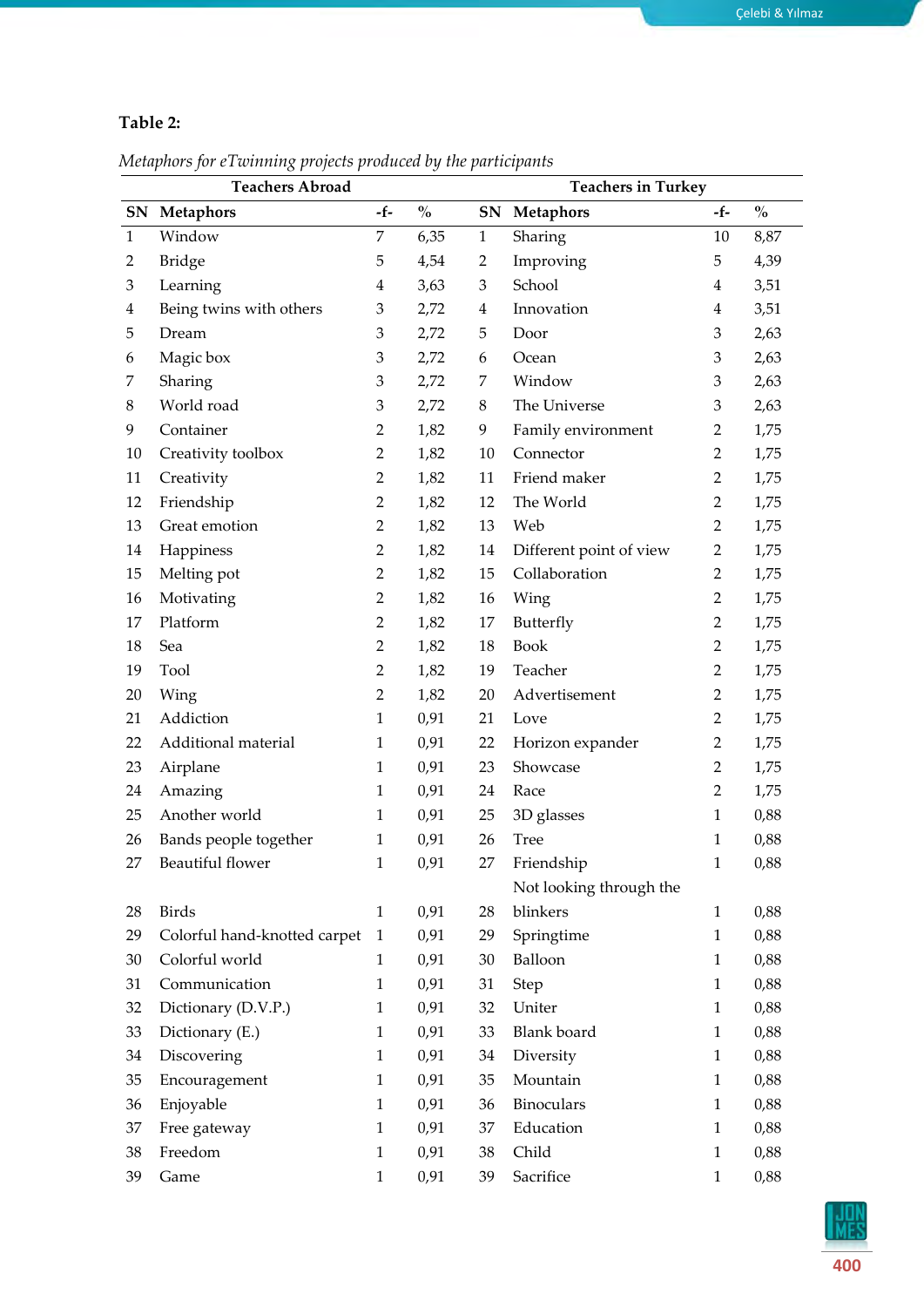**Table 2:**

*Metaphors for eTwinning projects produced by the participants*

| Teachers Abroad | | | | Teachers in Turkey | | | |
|---|---|---|---|---|---|---|---|
| SN | Metaphors | -f- | % | SN | Metaphors | -f- | % |
| 1 | Window | 7 | 6,35 | 1 | Sharing | 10 | 8,87 |
| 2 | Bridge | 5 | 4,54 | 2 | Improving | 5 | 4,39 |
| 3 | Learning | 4 | 3,63 | 3 | School | 4 | 3,51 |
| 4 | Being twins with others | 3 | 2,72 | 4 | Innovation | 4 | 3,51 |
| 5 | Dream | 3 | 2,72 | 5 | Door | 3 | 2,63 |
| 6 | Magic box | 3 | 2,72 | 6 | Ocean | 3 | 2,63 |
| 7 | Sharing | 3 | 2,72 | 7 | Window | 3 | 2,63 |
| 8 | World road | 3 | 2,72 | 8 | The Universe | 3 | 2,63 |
| 9 | Container | 2 | 1,82 | 9 | Family environment | 2 | 1,75 |
| 10 | Creativity toolbox | 2 | 1,82 | 10 | Connector | 2 | 1,75 |
| 11 | Creativity | 2 | 1,82 | 11 | Friend maker | 2 | 1,75 |
| 12 | Friendship | 2 | 1,82 | 12 | The World | 2 | 1,75 |
| 13 | Great emotion | 2 | 1,82 | 13 | Web | 2 | 1,75 |
| 14 | Happiness | 2 | 1,82 | 14 | Different point of view | 2 | 1,75 |
| 15 | Melting pot | 2 | 1,82 | 15 | Collaboration | 2 | 1,75 |
| 16 | Motivating | 2 | 1,82 | 16 | Wing | 2 | 1,75 |
| 17 | Platform | 2 | 1,82 | 17 | Butterfly | 2 | 1,75 |
| 18 | Sea | 2 | 1,82 | 18 | Book | 2 | 1,75 |
| 19 | Tool | 2 | 1,82 | 19 | Teacher | 2 | 1,75 |
| 20 | Wing | 2 | 1,82 | 20 | Advertisement | 2 | 1,75 |
| 21 | Addiction | 1 | 0,91 | 21 | Love | 2 | 1,75 |
| 22 | Additional material | 1 | 0,91 | 22 | Horizon expander | 2 | 1,75 |
| 23 | Airplane | 1 | 0,91 | 23 | Showcase | 2 | 1,75 |
| 24 | Amazing | 1 | 0,91 | 24 | Race | 2 | 1,75 |
| 25 | Another world | 1 | 0,91 | 25 | 3D glasses | 1 | 0,88 |
| 26 | Bands people together | 1 | 0,91 | 26 | Tree | 1 | 0,88 |
| 27 | Beautiful flower | 1 | 0,91 | 27 | Friendship | 1 | 0,88 |
| 28 | Birds | 1 | 0,91 | 28 | Not looking through the blinkers | 1 | 0,88 |
| 29 | Colorful hand-knotted carpet | 1 | 0,91 | 29 | Springtime | 1 | 0,88 |
| 30 | Colorful world | 1 | 0,91 | 30 | Balloon | 1 | 0,88 |
| 31 | Communication | 1 | 0,91 | 31 | Step | 1 | 0,88 |
| 32 | Dictionary (D.V.P.) | 1 | 0,91 | 32 | Uniter | 1 | 0,88 |
| 33 | Dictionary (E.) | 1 | 0,91 | 33 | Blank board | 1 | 0,88 |
| 34 | Discovering | 1 | 0,91 | 34 | Diversity | 1 | 0,88 |
| 35 | Encouragement | 1 | 0,91 | 35 | Mountain | 1 | 0,88 |
| 36 | Enjoyable | 1 | 0,91 | 36 | Binoculars | 1 | 0,88 |
| 37 | Free gateway | 1 | 0,91 | 37 | Education | 1 | 0,88 |
| 38 | Freedom | 1 | 0,91 | 38 | Child | 1 | 0,88 |
| 39 | Game | 1 | 0,91 | 39 | Sacrifice | 1 | 0,88 |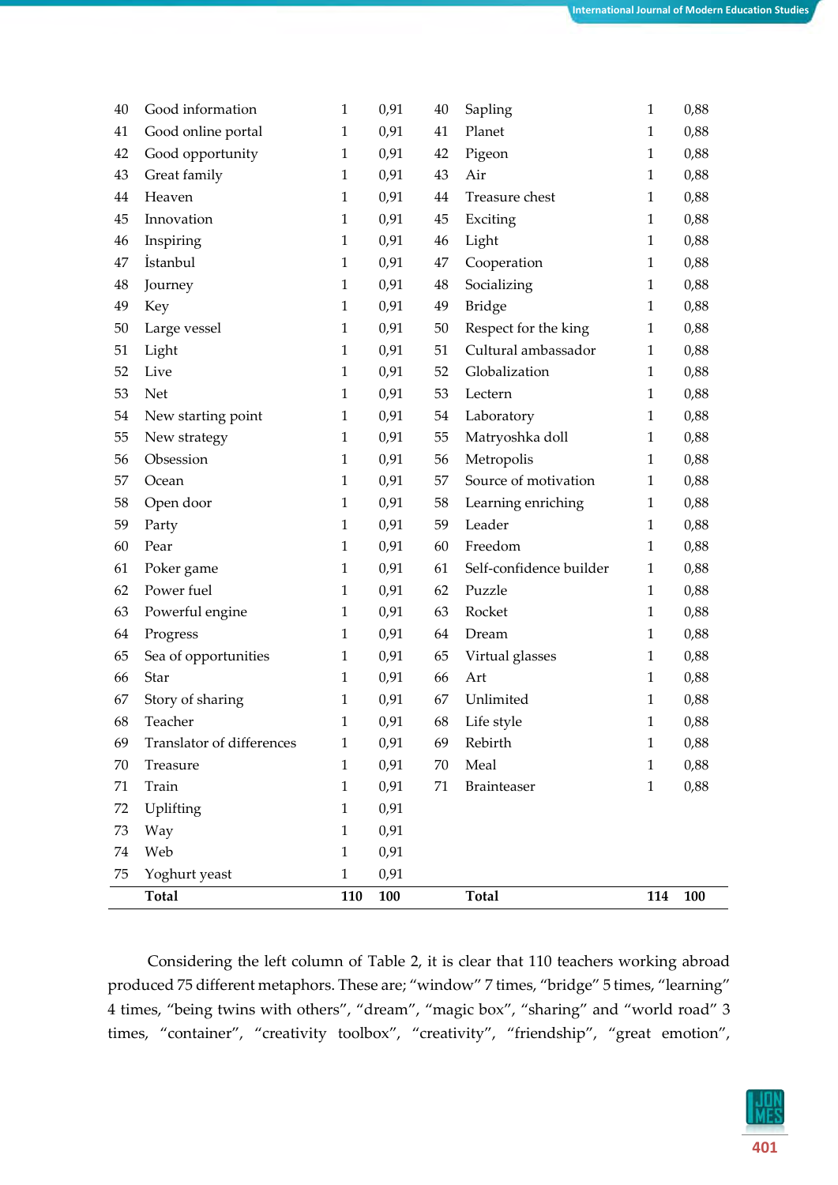| | | | | | | | |
|---|---|---|---|---|---|---|---|
| 40 | Good information | 1 | 0,91 | 40 | Sapling | 1 | 0,88 |
| 41 | Good online portal | 1 | 0,91 | 41 | Planet | 1 | 0,88 |
| 42 | Good opportunity | 1 | 0,91 | 42 | Pigeon | 1 | 0,88 |
| 43 | Great family | 1 | 0,91 | 43 | Air | 1 | 0,88 |
| 44 | Heaven | 1 | 0,91 | 44 | Treasure chest | 1 | 0,88 |
| 45 | Innovation | 1 | 0,91 | 45 | Exciting | 1 | 0,88 |
| 46 | Inspiring | 1 | 0,91 | 46 | Light | 1 | 0,88 |
| 47 | İstanbul | 1 | 0,91 | 47 | Cooperation | 1 | 0,88 |
| 48 | Journey | 1 | 0,91 | 48 | Socializing | 1 | 0,88 |
| 49 | Key | 1 | 0,91 | 49 | Bridge | 1 | 0,88 |
| 50 | Large vessel | 1 | 0,91 | 50 | Respect for the king | 1 | 0,88 |
| 51 | Light | 1 | 0,91 | 51 | Cultural ambassador | 1 | 0,88 |
| 52 | Live | 1 | 0,91 | 52 | Globalization | 1 | 0,88 |
| 53 | Net | 1 | 0,91 | 53 | Lectern | 1 | 0,88 |
| 54 | New starting point | 1 | 0,91 | 54 | Laboratory | 1 | 0,88 |
| 55 | New strategy | 1 | 0,91 | 55 | Matryoshka doll | 1 | 0,88 |
| 56 | Obsession | 1 | 0,91 | 56 | Metropolis | 1 | 0,88 |
| 57 | Ocean | 1 | 0,91 | 57 | Source of motivation | 1 | 0,88 |
| 58 | Open door | 1 | 0,91 | 58 | Learning enriching | 1 | 0,88 |
| 59 | Party | 1 | 0,91 | 59 | Leader | 1 | 0,88 |
| 60 | Pear | 1 | 0,91 | 60 | Freedom | 1 | 0,88 |
| 61 | Poker game | 1 | 0,91 | 61 | Self-confidence builder | 1 | 0,88 |
| 62 | Power fuel | 1 | 0,91 | 62 | Puzzle | 1 | 0,88 |
| 63 | Powerful engine | 1 | 0,91 | 63 | Rocket | 1 | 0,88 |
| 64 | Progress | 1 | 0,91 | 64 | Dream | 1 | 0,88 |
| 65 | Sea of opportunities | 1 | 0,91 | 65 | Virtual glasses | 1 | 0,88 |
| 66 | Star | 1 | 0,91 | 66 | Art | 1 | 0,88 |
| 67 | Story of sharing | 1 | 0,91 | 67 | Unlimited | 1 | 0,88 |
| 68 | Teacher | 1 | 0,91 | 68 | Life style | 1 | 0,88 |
| 69 | Translator of differences | 1 | 0,91 | 69 | Rebirth | 1 | 0,88 |
| 70 | Treasure | 1 | 0,91 | 70 | Meal | 1 | 0,88 |
| 71 | Train | 1 | 0,91 | 71 | Brainteaser | 1 | 0,88 |
| 72 | Uplifting | 1 | 0,91 | | | | |
| 73 | Way | 1 | 0,91 | | | | |
| 74 | Web | 1 | 0,91 | | | | |
| 75 | Yoghurt yeast | 1 | 0,91 | | | | |
| | **Total** | **110** | **100** | | **Total** | **114** | **100** |

Considering the left column of Table 2, it is clear that 110 teachers working abroad produced 75 different metaphors. These are; "window" 7 times, "bridge" 5 times, "learning" 4 times, "being twins with others", "dream", "magic box", "sharing" and "world road" 3 times, "container", "creativity toolbox", "creativity", "friendship", "great emotion",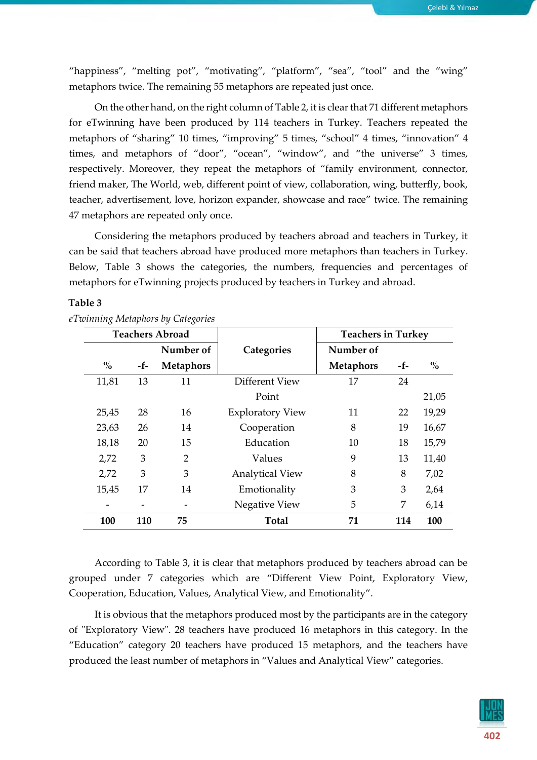"happiness", "melting pot", "motivating", "platform", "sea", "tool" and the "wing" metaphors twice. The remaining 55 metaphors are repeated just once.

On the other hand, on the right column of Table 2, it is clear that 71 different metaphors for eTwinning have been produced by 114 teachers in Turkey. Teachers repeated the metaphors of "sharing" 10 times, "improving" 5 times, "school" 4 times, "innovation" 4 times, and metaphors of "door", "ocean", "window", and "the universe" 3 times, respectively. Moreover, they repeat the metaphors of "family environment, connector, friend maker, The World, web, different point of view, collaboration, wing, butterfly, book, teacher, advertisement, love, horizon expander, showcase and race" twice. The remaining 47 metaphors are repeated only once.

Considering the metaphors produced by teachers abroad and teachers in Turkey, it can be said that teachers abroad have produced more metaphors than teachers in Turkey. Below, Table 3 shows the categories, the numbers, frequencies and percentages of metaphors for eTwinning projects produced by teachers in Turkey and abroad.

**Table 3**

*eTwinning Metaphors by Categories*

| Teachers Abroad | | | Categories | Teachers in Turkey | | |
|---|---|---|---|---|---|---|
| % | -f- | Number of Metaphors | | Number of Metaphors | -f- | % |
| 11,81 | 13 | 11 | Different View Point | 17 | 24 | 21,05 |
| 25,45 | 28 | 16 | Exploratory View | 11 | 22 | 19,29 |
| 23,63 | 26 | 14 | Cooperation | 8 | 19 | 16,67 |
| 18,18 | 20 | 15 | Education | 10 | 18 | 15,79 |
| 2,72 | 3 | 2 | Values | 9 | 13 | 11,40 |
| 2,72 | 3 | 3 | Analytical View | 8 | 8 | 7,02 |
| 15,45 | 17 | 14 | Emotionality | 3 | 3 | 2,64 |
| - | - | - | Negative View | 5 | 7 | 6,14 |
| **100** | **110** | **75** | **Total** | **71** | **114** | **100** |

According to Table 3, it is clear that metaphors produced by teachers abroad can be grouped under 7 categories which are "Different View Point, Exploratory View, Cooperation, Education, Values, Analytical View, and Emotionality".

It is obvious that the metaphors produced most by the participants are in the category of "Exploratory View". 28 teachers have produced 16 metaphors in this category. In the "Education" category 20 teachers have produced 15 metaphors, and the teachers have produced the least number of metaphors in "Values and Analytical View" categories.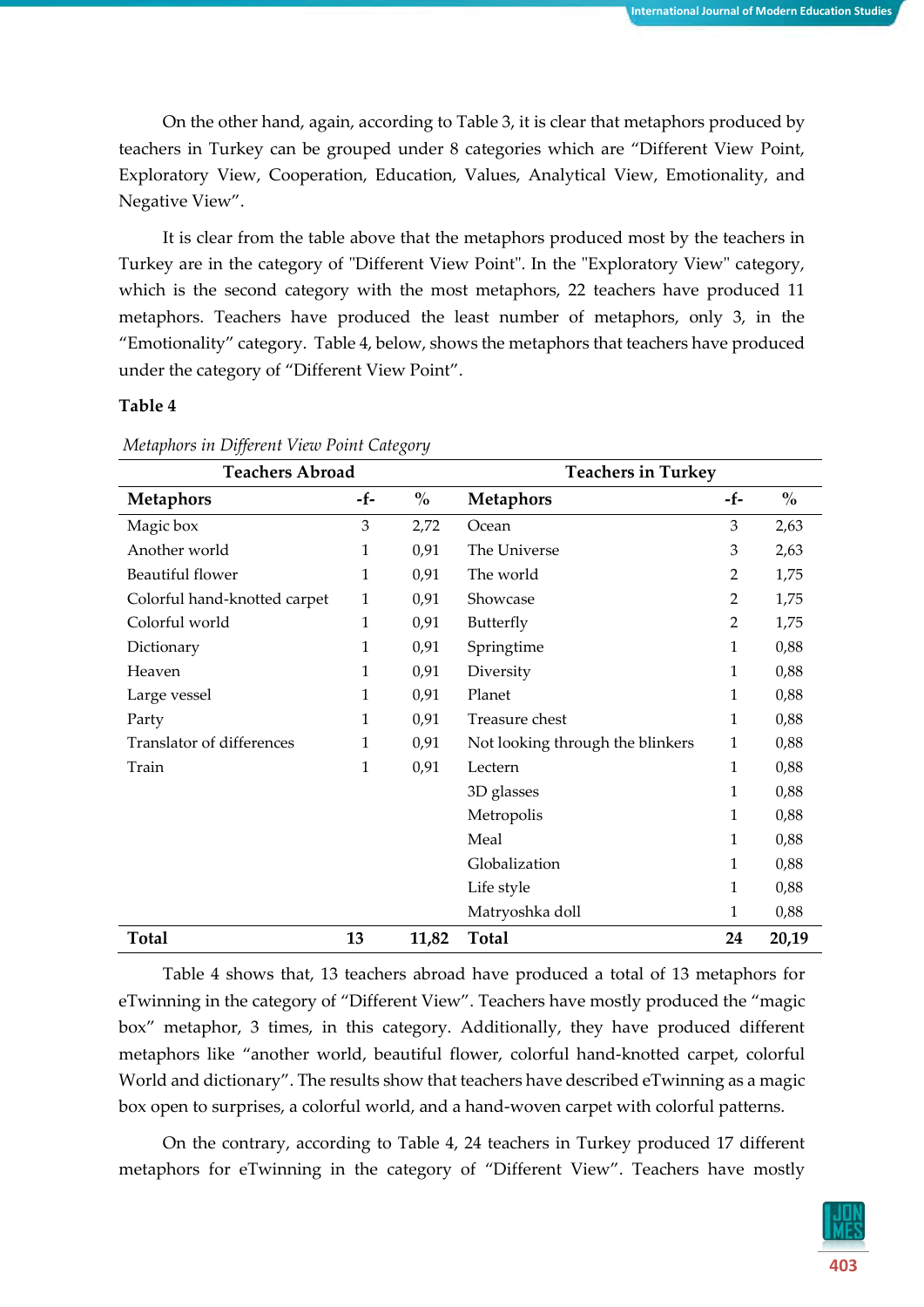On the other hand, again, according to Table 3, it is clear that metaphors produced by teachers in Turkey can be grouped under 8 categories which are "Different View Point, Exploratory View, Cooperation, Education, Values, Analytical View, Emotionality, and Negative View".

It is clear from the table above that the metaphors produced most by the teachers in Turkey are in the category of "Different View Point". In the "Exploratory View" category, which is the second category with the most metaphors, 22 teachers have produced 11 metaphors. Teachers have produced the least number of metaphors, only 3, in the "Emotionality" category. Table 4, below, shows the metaphors that teachers have produced under the category of "Different View Point".

**Table 4**

*Metaphors in Different View Point Category*

| Teachers Abroad | | | Teachers in Turkey | | |
|---|---|---|---|---|---|
| **Metaphors** | **-f-** | **%** | **Metaphors** | **-f-** | **%** |
| Magic box | 3 | 2,72 | Ocean | 3 | 2,63 |
| Another world | 1 | 0,91 | The Universe | 3 | 2,63 |
| Beautiful flower | 1 | 0,91 | The world | 2 | 1,75 |
| Colorful hand-knotted carpet | 1 | 0,91 | Showcase | 2 | 1,75 |
| Colorful world | 1 | 0,91 | Butterfly | 2 | 1,75 |
| Dictionary | 1 | 0,91 | Springtime | 1 | 0,88 |
| Heaven | 1 | 0,91 | Diversity | 1 | 0,88 |
| Large vessel | 1 | 0,91 | Planet | 1 | 0,88 |
| Party | 1 | 0,91 | Treasure chest | 1 | 0,88 |
| Translator of differences | 1 | 0,91 | Not looking through the blinkers | 1 | 0,88 |
| Train | 1 | 0,91 | Lectern | 1 | 0,88 |
| | | | 3D glasses | 1 | 0,88 |
| | | | Metropolis | 1 | 0,88 |
| | | | Meal | 1 | 0,88 |
| | | | Globalization | 1 | 0,88 |
| | | | Life style | 1 | 0,88 |
| | | | Matryoshka doll | 1 | 0,88 |
| **Total** | **13** | **11,82** | **Total** | **24** | **20,19** |

Table 4 shows that, 13 teachers abroad have produced a total of 13 metaphors for eTwinning in the category of "Different View". Teachers have mostly produced the "magic box" metaphor, 3 times, in this category. Additionally, they have produced different metaphors like "another world, beautiful flower, colorful hand-knotted carpet, colorful World and dictionary". The results show that teachers have described eTwinning as a magic box open to surprises, a colorful world, and a hand-woven carpet with colorful patterns.

On the contrary, according to Table 4, 24 teachers in Turkey produced 17 different metaphors for eTwinning in the category of "Different View". Teachers have mostly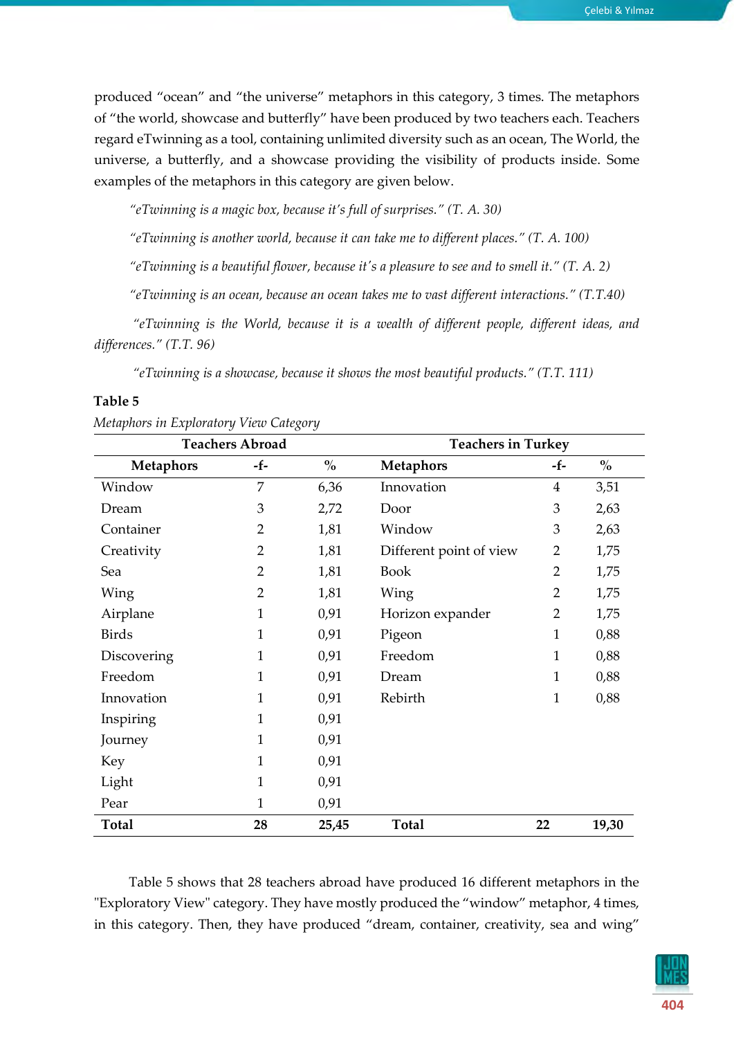produced "ocean" and "the universe" metaphors in this category, 3 times. The metaphors of "the world, showcase and butterfly" have been produced by two teachers each. Teachers regard eTwinning as a tool, containing unlimited diversity such as an ocean, The World, the universe, a butterfly, and a showcase providing the visibility of products inside. Some examples of the metaphors in this category are given below.

*"eTwinning is a magic box, because it's full of surprises." (T. A. 30)*

*"eTwinning is another world, because it can take me to different places." (T. A. 100)*

*"eTwinning is a beautiful flower, because it's a pleasure to see and to smell it." (T. A. 2)*

*"eTwinning is an ocean, because an ocean takes me to vast different interactions." (T.T.40)*

*"eTwinning is the World, because it is a wealth of different people, different ideas, and differences." (T.T. 96)*

*"eTwinning is a showcase, because it shows the most beautiful products." (T.T. 111)*

**Table 5**

*Metaphors in Exploratory View Category*

| Teachers Abroad | | | Teachers in Turkey | | |
|---|---|---|---|---|---|
| **Metaphors** | **-f-** | **%** | **Metaphors** | **-f-** | **%** |
| Window | 7 | 6,36 | Innovation | 4 | 3,51 |
| Dream | 3 | 2,72 | Door | 3 | 2,63 |
| Container | 2 | 1,81 | Window | 3 | 2,63 |
| Creativity | 2 | 1,81 | Different point of view | 2 | 1,75 |
| Sea | 2 | 1,81 | Book | 2 | 1,75 |
| Wing | 2 | 1,81 | Wing | 2 | 1,75 |
| Airplane | 1 | 0,91 | Horizon expander | 2 | 1,75 |
| Birds | 1 | 0,91 | Pigeon | 1 | 0,88 |
| Discovering | 1 | 0,91 | Freedom | 1 | 0,88 |
| Freedom | 1 | 0,91 | Dream | 1 | 0,88 |
| Innovation | 1 | 0,91 | Rebirth | 1 | 0,88 |
| Inspiring | 1 | 0,91 | | | |
| Journey | 1 | 0,91 | | | |
| Key | 1 | 0,91 | | | |
| Light | 1 | 0,91 | | | |
| Pear | 1 | 0,91 | | | |
| **Total** | **28** | **25,45** | **Total** | **22** | **19,30** |

Table 5 shows that 28 teachers abroad have produced 16 different metaphors in the "Exploratory View" category. They have mostly produced the "window" metaphor, 4 times, in this category. Then, they have produced "dream, container, creativity, sea and wing"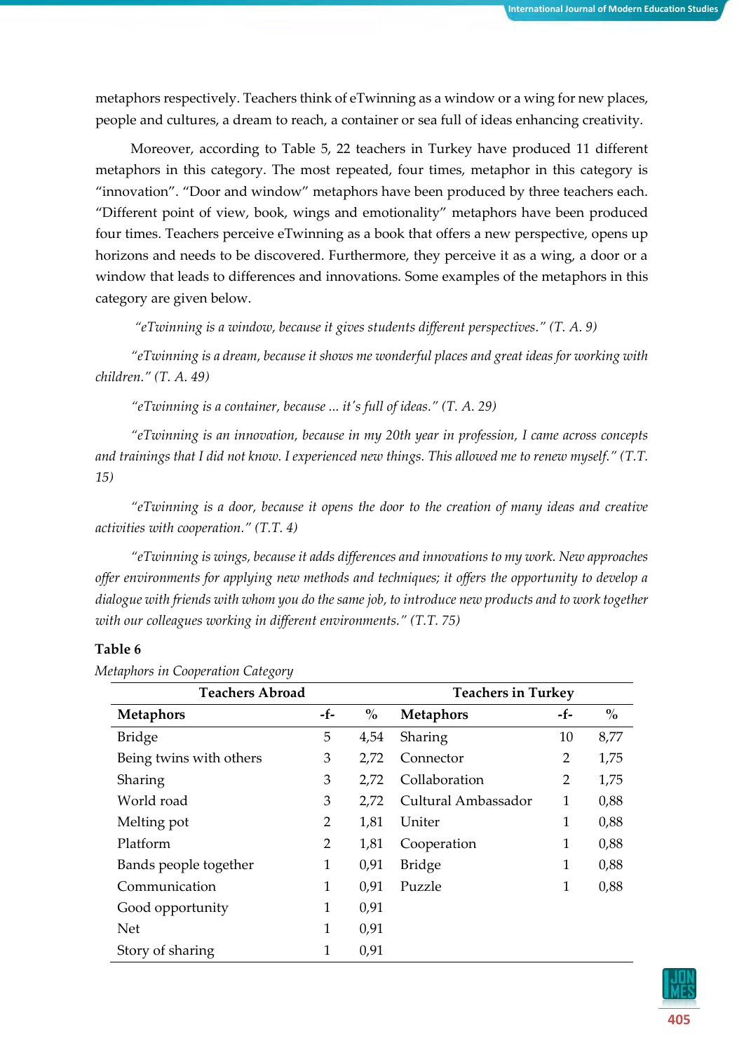metaphors respectively. Teachers think of eTwinning as a window or a wing for new places, people and cultures, a dream to reach, a container or sea full of ideas enhancing creativity.

Moreover, according to Table 5, 22 teachers in Turkey have produced 11 different metaphors in this category. The most repeated, four times, metaphor in this category is "innovation". "Door and window" metaphors have been produced by three teachers each. "Different point of view, book, wings and emotionality" metaphors have been produced four times. Teachers perceive eTwinning as a book that offers a new perspective, opens up horizons and needs to be discovered. Furthermore, they perceive it as a wing, a door or a window that leads to differences and innovations. Some examples of the metaphors in this category are given below.

*"eTwinning is a window, because it gives students different perspectives." (T. A. 9)*

*"eTwinning is a dream, because it shows me wonderful places and great ideas for working with children." (T. A. 49)*

*"eTwinning is a container, because ... it's full of ideas." (T. A. 29)*

*"eTwinning is an innovation, because in my 20th year in profession, I came across concepts and trainings that I did not know. I experienced new things. This allowed me to renew myself." (T.T. 15)*

*"eTwinning is a door, because it opens the door to the creation of many ideas and creative activities with cooperation." (T.T. 4)*

*"eTwinning is wings, because it adds differences and innovations to my work. New approaches offer environments for applying new methods and techniques; it offers the opportunity to develop a dialogue with friends with whom you do the same job, to introduce new products and to work together with our colleagues working in different environments." (T.T. 75)*

**Table 6**

*Metaphors in Cooperation Category*

| Teachers Abroad | | | Teachers in Turkey | | |
|---|---|---|---|---|---|
| **Metaphors** | **-f-** | **%** | **Metaphors** | **-f-** | **%** |
| Bridge | 5 | 4,54 | Sharing | 10 | 8,77 |
| Being twins with others | 3 | 2,72 | Connector | 2 | 1,75 |
| Sharing | 3 | 2,72 | Collaboration | 2 | 1,75 |
| World road | 3 | 2,72 | Cultural Ambassador | 1 | 0,88 |
| Melting pot | 2 | 1,81 | Uniter | 1 | 0,88 |
| Platform | 2 | 1,81 | Cooperation | 1 | 0,88 |
| Bands people together | 1 | 0,91 | Bridge | 1 | 0,88 |
| Communication | 1 | 0,91 | Puzzle | 1 | 0,88 |
| Good opportunity | 1 | 0,91 | | | |
| Net | 1 | 0,91 | | | |
| Story of sharing | 1 | 0,91 | | | |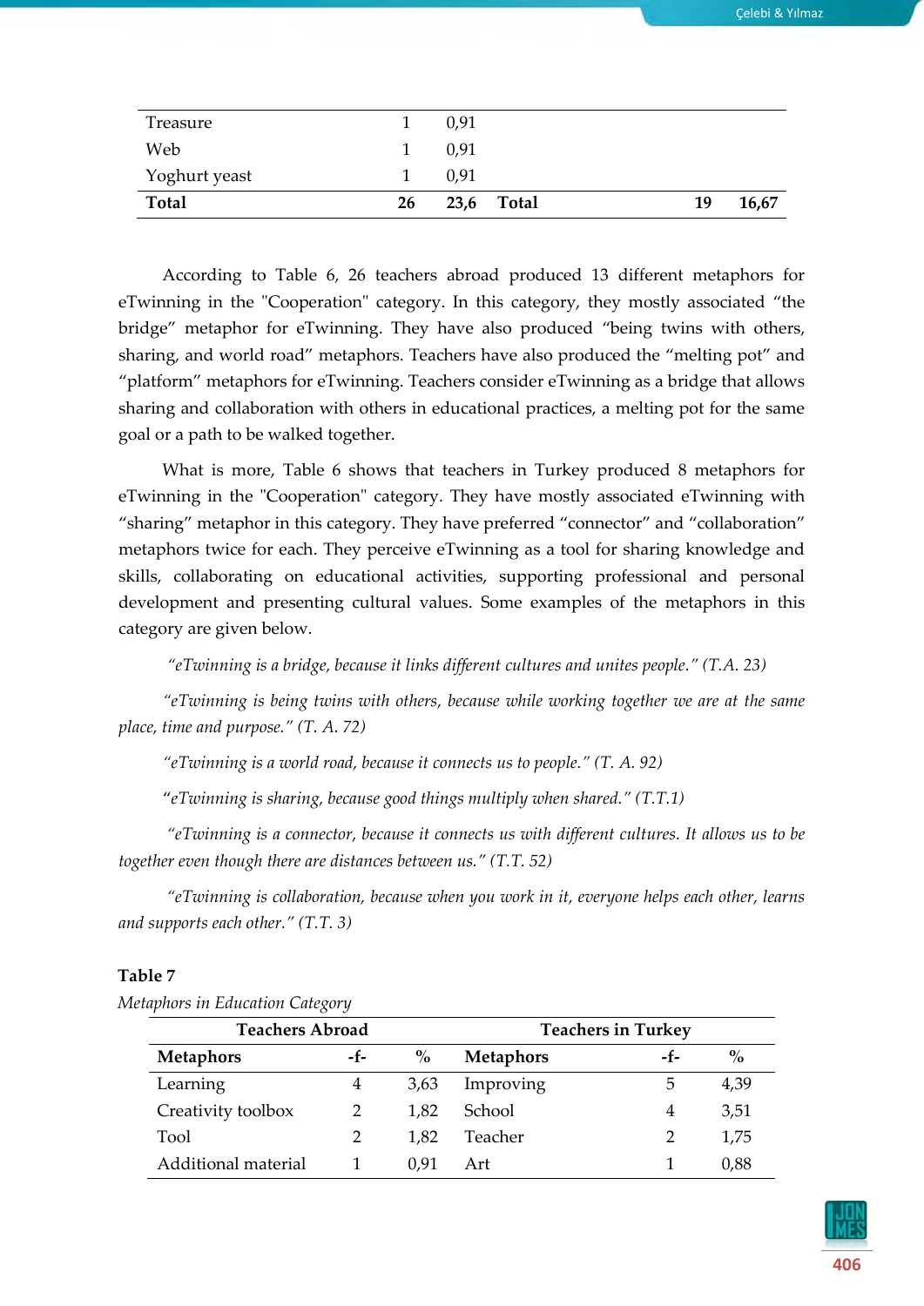| | | | | | |
|---|---|---|---|---|---|
| Treasure | 1 | 0,91 | | | |
| Web | 1 | 0,91 | | | |
| Yoghurt yeast | 1 | 0,91 | | | |
| **Total** | **26** | **23,6** | **Total** | **19** | **16,67** |

According to Table 6, 26 teachers abroad produced 13 different metaphors for eTwinning in the "Cooperation" category. In this category, they mostly associated "the bridge" metaphor for eTwinning. They have also produced "being twins with others, sharing, and world road" metaphors. Teachers have also produced the "melting pot" and "platform" metaphors for eTwinning. Teachers consider eTwinning as a bridge that allows sharing and collaboration with others in educational practices, a melting pot for the same goal or a path to be walked together.

What is more, Table 6 shows that teachers in Turkey produced 8 metaphors for eTwinning in the "Cooperation" category. They have mostly associated eTwinning with "sharing" metaphor in this category. They have preferred "connector" and "collaboration" metaphors twice for each. They perceive eTwinning as a tool for sharing knowledge and skills, collaborating on educational activities, supporting professional and personal development and presenting cultural values. Some examples of the metaphors in this category are given below.

*"eTwinning is a bridge, because it links different cultures and unites people." (T.A. 23)*

*"eTwinning is being twins with others, because while working together we are at the same place, time and purpose." (T. A. 72)*

*"eTwinning is a world road, because it connects us to people." (T. A. 92)*

"*eTwinning is sharing, because good things multiply when shared." (T.T.1)*

*"eTwinning is a connector, because it connects us with different cultures. It allows us to be together even though there are distances between us." (T.T. 52)*

*"eTwinning is collaboration, because when you work in it, everyone helps each other, learns and supports each other." (T.T. 3)*

**Table 7**

*Metaphors in Education Category*

| Teachers Abroad | | | Teachers in Turkey | | |
|---|---|---|---|---|---|
| **Metaphors** | **-f-** | **%** | **Metaphors** | **-f-** | **%** |
| Learning | 4 | 3,63 | Improving | 5 | 4,39 |
| Creativity toolbox | 2 | 1,82 | School | 4 | 3,51 |
| Tool | 2 | 1,82 | Teacher | 2 | 1,75 |
| Additional material | 1 | 0,91 | Art | 1 | 0,88 |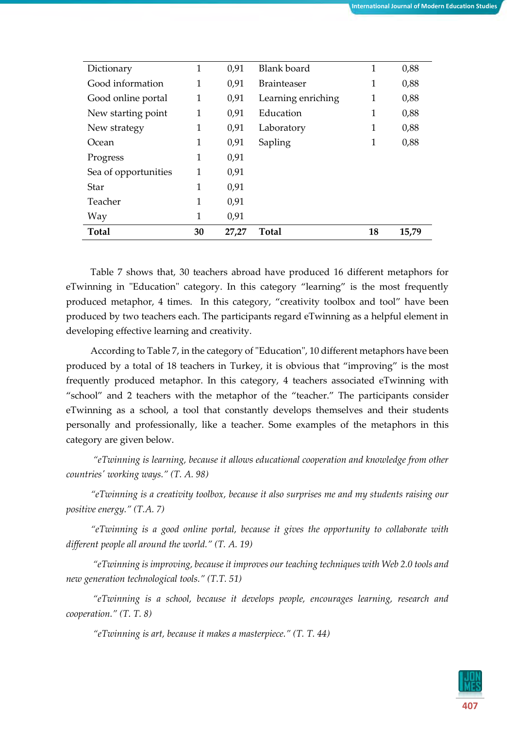| | | | | | |
|---|---|---|---|---|---|
| Dictionary | 1 | 0,91 | Blank board | 1 | 0,88 |
| Good information | 1 | 0,91 | Brainteaser | 1 | 0,88 |
| Good online portal | 1 | 0,91 | Learning enriching | 1 | 0,88 |
| New starting point | 1 | 0,91 | Education | 1 | 0,88 |
| New strategy | 1 | 0,91 | Laboratory | 1 | 0,88 |
| Ocean | 1 | 0,91 | Sapling | 1 | 0,88 |
| Progress | 1 | 0,91 | | | |
| Sea of opportunities | 1 | 0,91 | | | |
| Star | 1 | 0,91 | | | |
| Teacher | 1 | 0,91 | | | |
| Way | 1 | 0,91 | | | |
| **Total** | **30** | **27,27** | **Total** | **18** | **15,79** |

Table 7 shows that, 30 teachers abroad have produced 16 different metaphors for eTwinning in "Education" category. In this category "learning" is the most frequently produced metaphor, 4 times. In this category, "creativity toolbox and tool" have been produced by two teachers each. The participants regard eTwinning as a helpful element in developing effective learning and creativity.

According to Table 7, in the category of "Education", 10 different metaphors have been produced by a total of 18 teachers in Turkey, it is obvious that "improving" is the most frequently produced metaphor. In this category, 4 teachers associated eTwinning with "school" and 2 teachers with the metaphor of the "teacher." The participants consider eTwinning as a school, a tool that constantly develops themselves and their students personally and professionally, like a teacher. Some examples of the metaphors in this category are given below.

*"eTwinning is learning, because it allows educational cooperation and knowledge from other countries' working ways." (T. A. 98)*

*"eTwinning is a creativity toolbox, because it also surprises me and my students raising our positive energy." (T.A. 7)*

*"eTwinning is a good online portal, because it gives the opportunity to collaborate with different people all around the world." (T. A. 19)*

*"eTwinning is improving, because it improves our teaching techniques with Web 2.0 tools and new generation technological tools." (T.T. 51)*

*"eTwinning is a school, because it develops people, encourages learning, research and cooperation." (T. T. 8)*

*"eTwinning is art, because it makes a masterpiece." (T. T. 44)*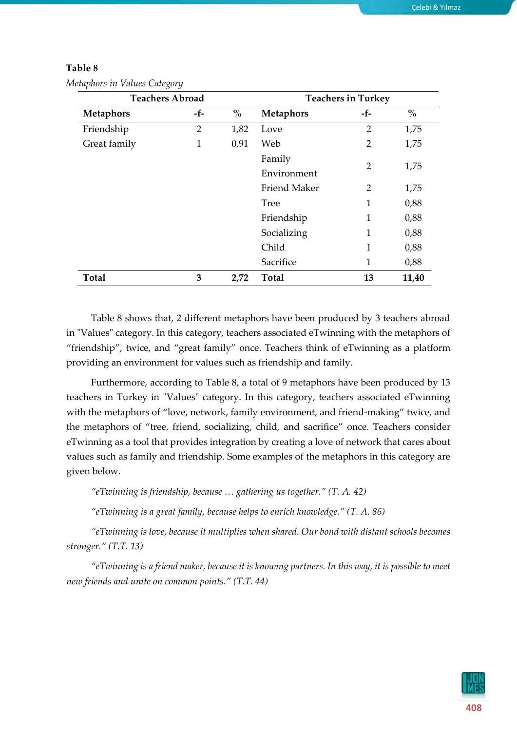**Table 8**

*Metaphors in Values Category*

| Teachers Abroad | | | Teachers in Turkey | | |
|---|---|---|---|---|---|
| **Metaphors** | **-f-** | **%** | **Metaphors** | **-f-** | **%** |
| Friendship | 2 | 1,82 | Love | 2 | 1,75 |
| Great family | 1 | 0,91 | Web | 2 | 1,75 |
| | | | Family Environment | 2 | 1,75 |
| | | | Friend Maker | 2 | 1,75 |
| | | | Tree | 1 | 0,88 |
| | | | Friendship | 1 | 0,88 |
| | | | Socializing | 1 | 0,88 |
| | | | Child | 1 | 0,88 |
| | | | Sacrifice | 1 | 0,88 |
| **Total** | **3** | **2,72** | **Total** | **13** | **11,40** |

Table 8 shows that, 2 different metaphors have been produced by 3 teachers abroad in "Values" category. In this category, teachers associated eTwinning with the metaphors of "friendship", twice, and "great family" once. Teachers think of eTwinning as a platform providing an environment for values such as friendship and family.

Furthermore, according to Table 8, a total of 9 metaphors have been produced by 13 teachers in Turkey in "Values" category. In this category, teachers associated eTwinning with the metaphors of "love, network, family environment, and friend-making" twice, and the metaphors of "tree, friend, socializing, child, and sacrifice" once. Teachers consider eTwinning as a tool that provides integration by creating a love of network that cares about values such as family and friendship. Some examples of the metaphors in this category are given below.

*"eTwinning is friendship, because … gathering us together." (T. A. 42)*

*"eTwinning is a great family, because helps to enrich knowledge." (T. A. 86)*

*"eTwinning is love, because it multiplies when shared. Our bond with distant schools becomes stronger." (T.T. 13)*

*"eTwinning is a friend maker, because it is knowing partners. In this way, it is possible to meet new friends and unite on common points." (T.T. 44)*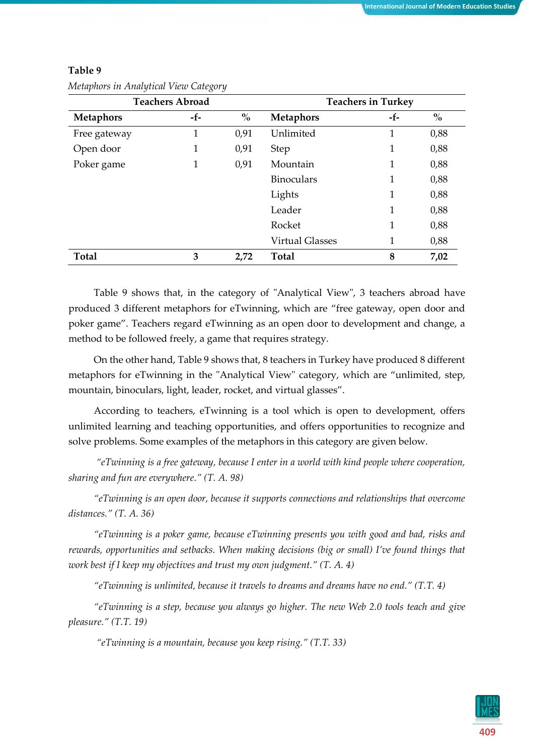**Table 9**

*Metaphors in Analytical View Category*

| Teachers Abroad | | | Teachers in Turkey | | |
|---|---|---|---|---|---|
| **Metaphors** | **-f-** | **%** | **Metaphors** | **-f-** | **%** |
| Free gateway | 1 | 0,91 | Unlimited | 1 | 0,88 |
| Open door | 1 | 0,91 | Step | 1 | 0,88 |
| Poker game | 1 | 0,91 | Mountain | 1 | 0,88 |
| | | | Binoculars | 1 | 0,88 |
| | | | Lights | 1 | 0,88 |
| | | | Leader | 1 | 0,88 |
| | | | Rocket | 1 | 0,88 |
| | | | Virtual Glasses | 1 | 0,88 |
| **Total** | **3** | **2,72** | **Total** | **8** | **7,02** |

Table 9 shows that, in the category of "Analytical View", 3 teachers abroad have produced 3 different metaphors for eTwinning, which are "free gateway, open door and poker game". Teachers regard eTwinning as an open door to development and change, a method to be followed freely, a game that requires strategy.

On the other hand, Table 9 shows that, 8 teachers in Turkey have produced 8 different metaphors for eTwinning in the "Analytical View" category, which are "unlimited, step, mountain, binoculars, light, leader, rocket, and virtual glasses".

According to teachers, eTwinning is a tool which is open to development, offers unlimited learning and teaching opportunities, and offers opportunities to recognize and solve problems. Some examples of the metaphors in this category are given below.

*"eTwinning is a free gateway, because I enter in a world with kind people where cooperation, sharing and fun are everywhere." (T. A. 98)*

*"eTwinning is an open door, because it supports connections and relationships that overcome distances." (T. A. 36)*

*"eTwinning is a poker game, because eTwinning presents you with good and bad, risks and rewards, opportunities and setbacks. When making decisions (big or small) I've found things that work best if I keep my objectives and trust my own judgment." (T. A. 4)*

*"eTwinning is unlimited, because it travels to dreams and dreams have no end." (T.T. 4)*

*"eTwinning is a step, because you always go higher. The new Web 2.0 tools teach and give pleasure." (T.T. 19)*

*"eTwinning is a mountain, because you keep rising." (T.T. 33)*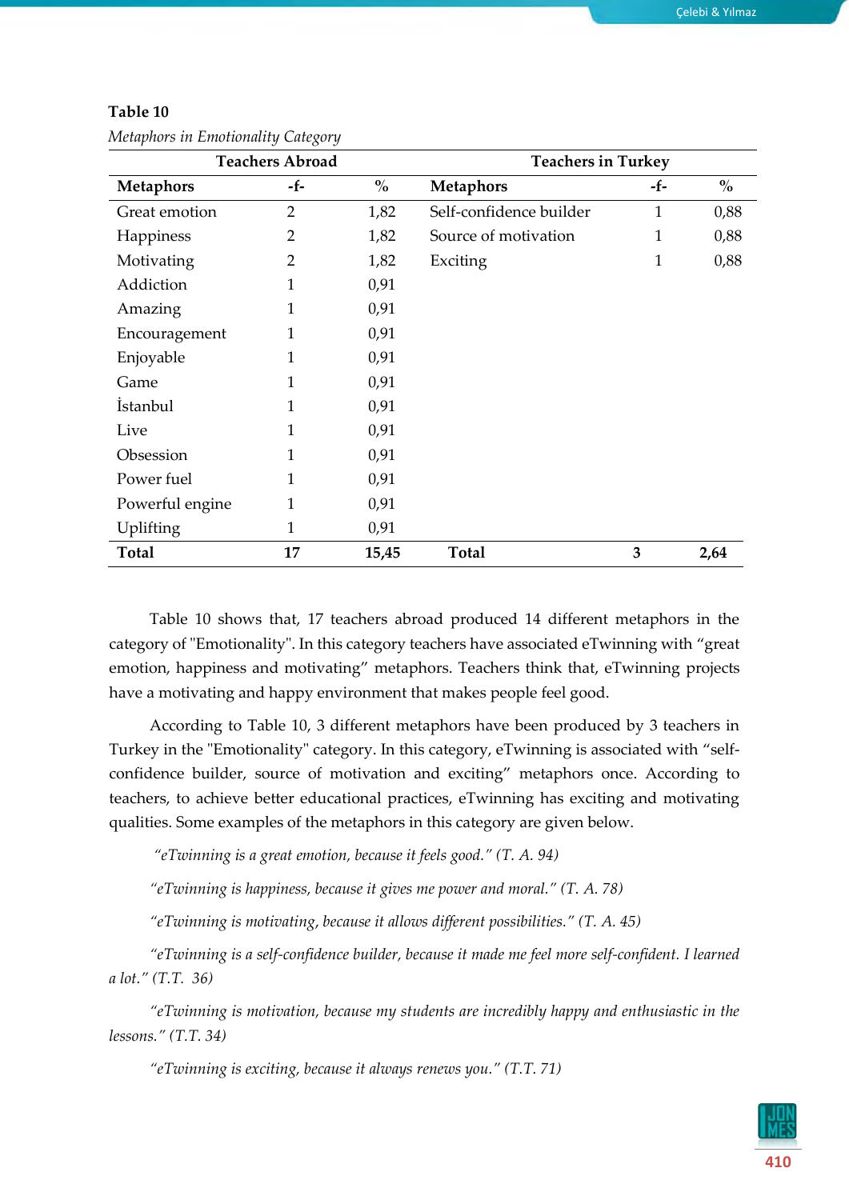**Table 10**

*Metaphors in Emotionality Category*

| Teachers Abroad | | | Teachers in Turkey | | |
|---|---|---|---|---|---|
| **Metaphors** | **-f-** | **%** | **Metaphors** | **-f-** | **%** |
| Great emotion | 2 | 1,82 | Self-confidence builder | 1 | 0,88 |
| Happiness | 2 | 1,82 | Source of motivation | 1 | 0,88 |
| Motivating | 2 | 1,82 | Exciting | 1 | 0,88 |
| Addiction | 1 | 0,91 | | | |
| Amazing | 1 | 0,91 | | | |
| Encouragement | 1 | 0,91 | | | |
| Enjoyable | 1 | 0,91 | | | |
| Game | 1 | 0,91 | | | |
| İstanbul | 1 | 0,91 | | | |
| Live | 1 | 0,91 | | | |
| Obsession | 1 | 0,91 | | | |
| Power fuel | 1 | 0,91 | | | |
| Powerful engine | 1 | 0,91 | | | |
| Uplifting | 1 | 0,91 | | | |
| **Total** | **17** | **15,45** | **Total** | **3** | **2,64** |

Table 10 shows that, 17 teachers abroad produced 14 different metaphors in the category of "Emotionality". In this category teachers have associated eTwinning with "great emotion, happiness and motivating" metaphors. Teachers think that, eTwinning projects have a motivating and happy environment that makes people feel good.

According to Table 10, 3 different metaphors have been produced by 3 teachers in Turkey in the "Emotionality" category. In this category, eTwinning is associated with "self-confidence builder, source of motivation and exciting" metaphors once. According to teachers, to achieve better educational practices, eTwinning has exciting and motivating qualities. Some examples of the metaphors in this category are given below.

*"eTwinning is a great emotion, because it feels good." (T. A. 94)*

*"eTwinning is happiness, because it gives me power and moral." (T. A. 78)*

*"eTwinning is motivating, because it allows different possibilities." (T. A. 45)*

*"eTwinning is a self-confidence builder, because it made me feel more self-confident. I learned a lot." (T.T. 36)*

*"eTwinning is motivation, because my students are incredibly happy and enthusiastic in the lessons." (T.T. 34)*

*"eTwinning is exciting, because it always renews you." (T.T. 71)*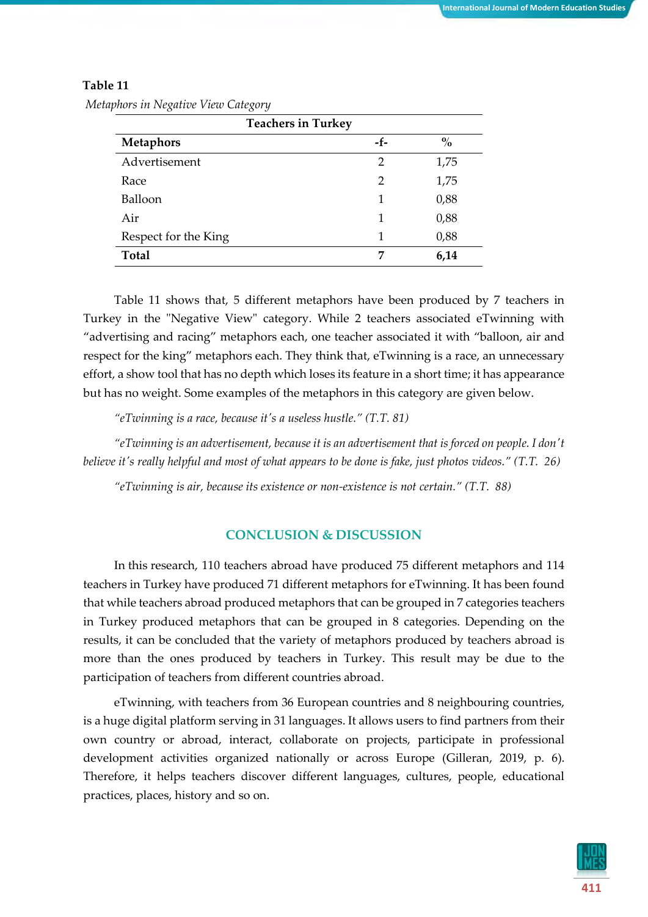**Table 11**

*Metaphors in Negative View Category*

| Teachers in Turkey | | |
|---|---|---|
| **Metaphors** | **-f-** | **%** |
| Advertisement | 2 | 1,75 |
| Race | 2 | 1,75 |
| Balloon | 1 | 0,88 |
| Air | 1 | 0,88 |
| Respect for the King | 1 | 0,88 |
| **Total** | **7** | **6,14** |

Table 11 shows that, 5 different metaphors have been produced by 7 teachers in Turkey in the "Negative View" category. While 2 teachers associated eTwinning with “advertising and racing” metaphors each, one teacher associated it with “balloon, air and respect for the king” metaphors each. They think that, eTwinning is a race, an unnecessary effort, a show tool that has no depth which loses its feature in a short time; it has appearance but has no weight. Some examples of the metaphors in this category are given below.

*“eTwinning is a race, because it’s a useless hustle.” (T.T. 81)*

*“eTwinning is an advertisement, because it is an advertisement that is forced on people. I don’t believe it’s really helpful and most of what appears to be done is fake, just photos videos.” (T.T. 26)*

*“eTwinning is air, because its existence or non-existence is not certain.” (T.T. 88)*

## CONCLUSION & DISCUSSION

In this research, 110 teachers abroad have produced 75 different metaphors and 114 teachers in Turkey have produced 71 different metaphors for eTwinning. It has been found that while teachers abroad produced metaphors that can be grouped in 7 categories teachers in Turkey produced metaphors that can be grouped in 8 categories. Depending on the results, it can be concluded that the variety of metaphors produced by teachers abroad is more than the ones produced by teachers in Turkey. This result may be due to the participation of teachers from different countries abroad.

eTwinning, with teachers from 36 European countries and 8 neighbouring countries, is a huge digital platform serving in 31 languages. It allows users to find partners from their own country or abroad, interact, collaborate on projects, participate in professional development activities organized nationally or across Europe (Gilleran, 2019, p. 6). Therefore, it helps teachers discover different languages, cultures, people, educational practices, places, history and so on.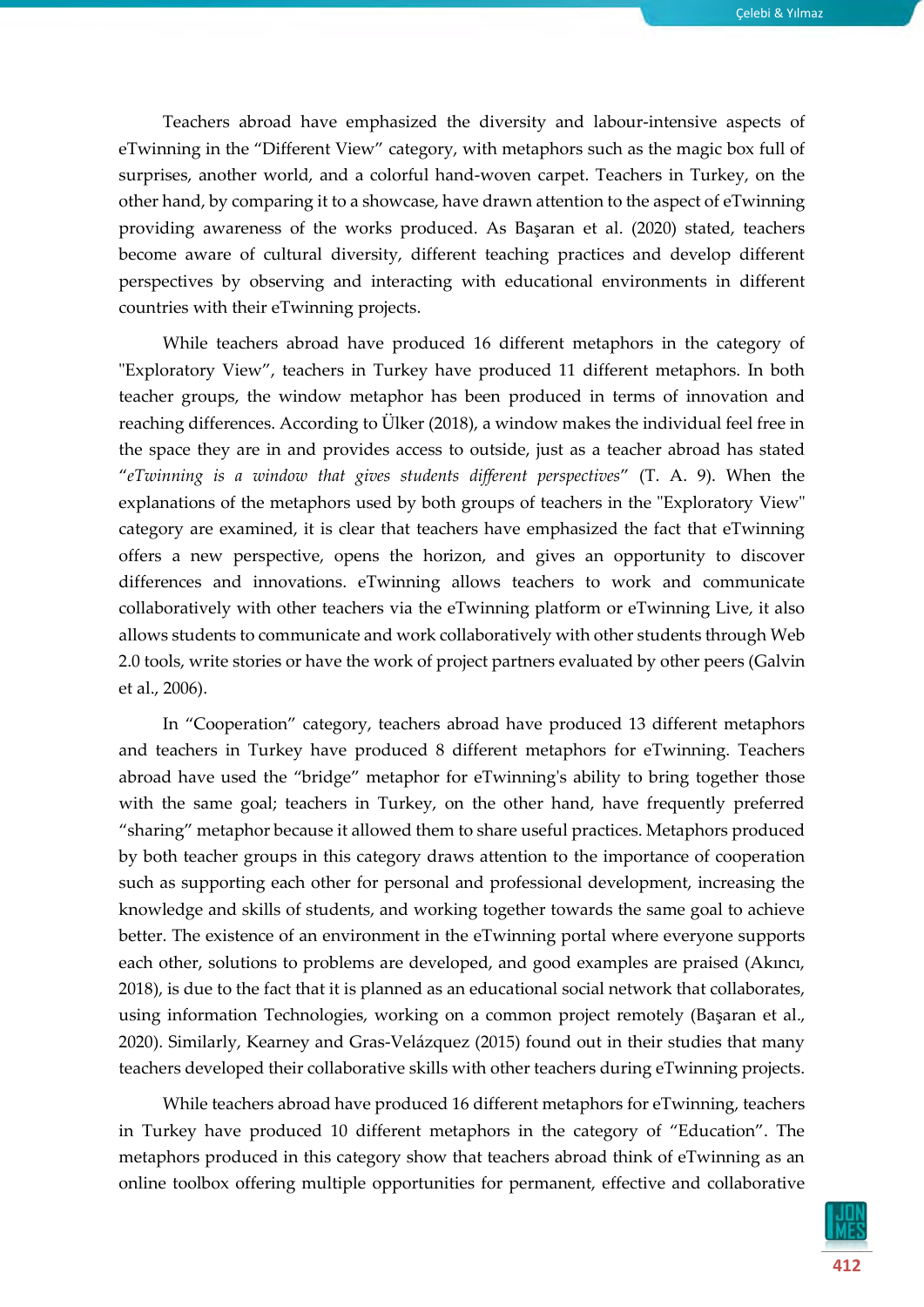Teachers abroad have emphasized the diversity and labour-intensive aspects of eTwinning in the "Different View" category, with metaphors such as the magic box full of surprises, another world, and a colorful hand-woven carpet. Teachers in Turkey, on the other hand, by comparing it to a showcase, have drawn attention to the aspect of eTwinning providing awareness of the works produced. As Başaran et al. (2020) stated, teachers become aware of cultural diversity, different teaching practices and develop different perspectives by observing and interacting with educational environments in different countries with their eTwinning projects.

While teachers abroad have produced 16 different metaphors in the category of "Exploratory View", teachers in Turkey have produced 11 different metaphors. In both teacher groups, the window metaphor has been produced in terms of innovation and reaching differences. According to Ülker (2018), a window makes the individual feel free in the space they are in and provides access to outside, just as a teacher abroad has stated "*eTwinning is a window that gives students different perspectives*" (T. A. 9). When the explanations of the metaphors used by both groups of teachers in the "Exploratory View" category are examined, it is clear that teachers have emphasized the fact that eTwinning offers a new perspective, opens the horizon, and gives an opportunity to discover differences and innovations. eTwinning allows teachers to work and communicate collaboratively with other teachers via the eTwinning platform or eTwinning Live, it also allows students to communicate and work collaboratively with other students through Web 2.0 tools, write stories or have the work of project partners evaluated by other peers (Galvin et al., 2006).

In "Cooperation" category, teachers abroad have produced 13 different metaphors and teachers in Turkey have produced 8 different metaphors for eTwinning. Teachers abroad have used the "bridge" metaphor for eTwinning's ability to bring together those with the same goal; teachers in Turkey, on the other hand, have frequently preferred "sharing" metaphor because it allowed them to share useful practices. Metaphors produced by both teacher groups in this category draws attention to the importance of cooperation such as supporting each other for personal and professional development, increasing the knowledge and skills of students, and working together towards the same goal to achieve better. The existence of an environment in the eTwinning portal where everyone supports each other, solutions to problems are developed, and good examples are praised (Akıncı, 2018), is due to the fact that it is planned as an educational social network that collaborates, using information Technologies, working on a common project remotely (Başaran et al., 2020). Similarly, Kearney and Gras-Velázquez (2015) found out in their studies that many teachers developed their collaborative skills with other teachers during eTwinning projects.

While teachers abroad have produced 16 different metaphors for eTwinning, teachers in Turkey have produced 10 different metaphors in the category of "Education". The metaphors produced in this category show that teachers abroad think of eTwinning as an online toolbox offering multiple opportunities for permanent, effective and collaborative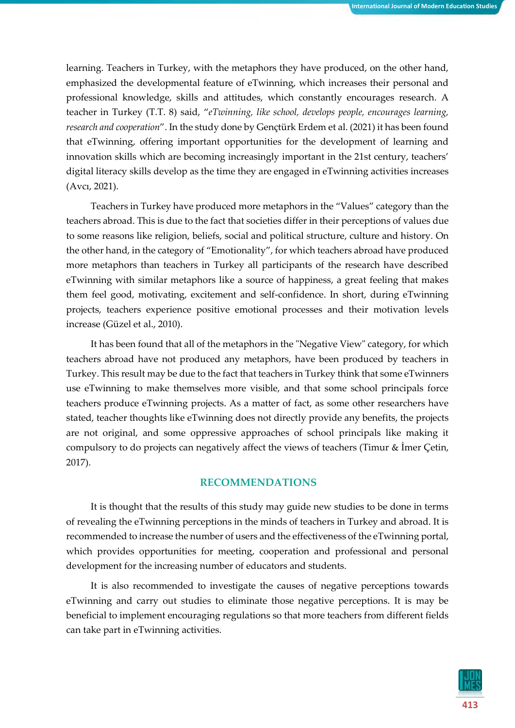learning. Teachers in Turkey, with the metaphors they have produced, on the other hand, emphasized the developmental feature of eTwinning, which increases their personal and professional knowledge, skills and attitudes, which constantly encourages research. A teacher in Turkey (T.T. 8) said, "*eTwinning, like school, develops people, encourages learning, research and cooperation*". In the study done by Gençtürk Erdem et al. (2021) it has been found that eTwinning, offering important opportunities for the development of learning and innovation skills which are becoming increasingly important in the 21st century, teachers' digital literacy skills develop as the time they are engaged in eTwinning activities increases (Avcı, 2021).

Teachers in Turkey have produced more metaphors in the "Values" category than the teachers abroad. This is due to the fact that societies differ in their perceptions of values due to some reasons like religion, beliefs, social and political structure, culture and history. On the other hand, in the category of "Emotionality", for which teachers abroad have produced more metaphors than teachers in Turkey all participants of the research have described eTwinning with similar metaphors like a source of happiness, a great feeling that makes them feel good, motivating, excitement and self-confidence. In short, during eTwinning projects, teachers experience positive emotional processes and their motivation levels increase (Güzel et al., 2010).

It has been found that all of the metaphors in the "Negative View" category, for which teachers abroad have not produced any metaphors, have been produced by teachers in Turkey. This result may be due to the fact that teachers in Turkey think that some eTwinners use eTwinning to make themselves more visible, and that some school principals force teachers produce eTwinning projects. As a matter of fact, as some other researchers have stated, teacher thoughts like eTwinning does not directly provide any benefits, the projects are not original, and some oppressive approaches of school principals like making it compulsory to do projects can negatively affect the views of teachers (Timur & İmer Çetin, 2017).

## RECOMMENDATIONS

It is thought that the results of this study may guide new studies to be done in terms of revealing the eTwinning perceptions in the minds of teachers in Turkey and abroad. It is recommended to increase the number of users and the effectiveness of the eTwinning portal, which provides opportunities for meeting, cooperation and professional and personal development for the increasing number of educators and students.

It is also recommended to investigate the causes of negative perceptions towards eTwinning and carry out studies to eliminate those negative perceptions. It is may be beneficial to implement encouraging regulations so that more teachers from different fields can take part in eTwinning activities.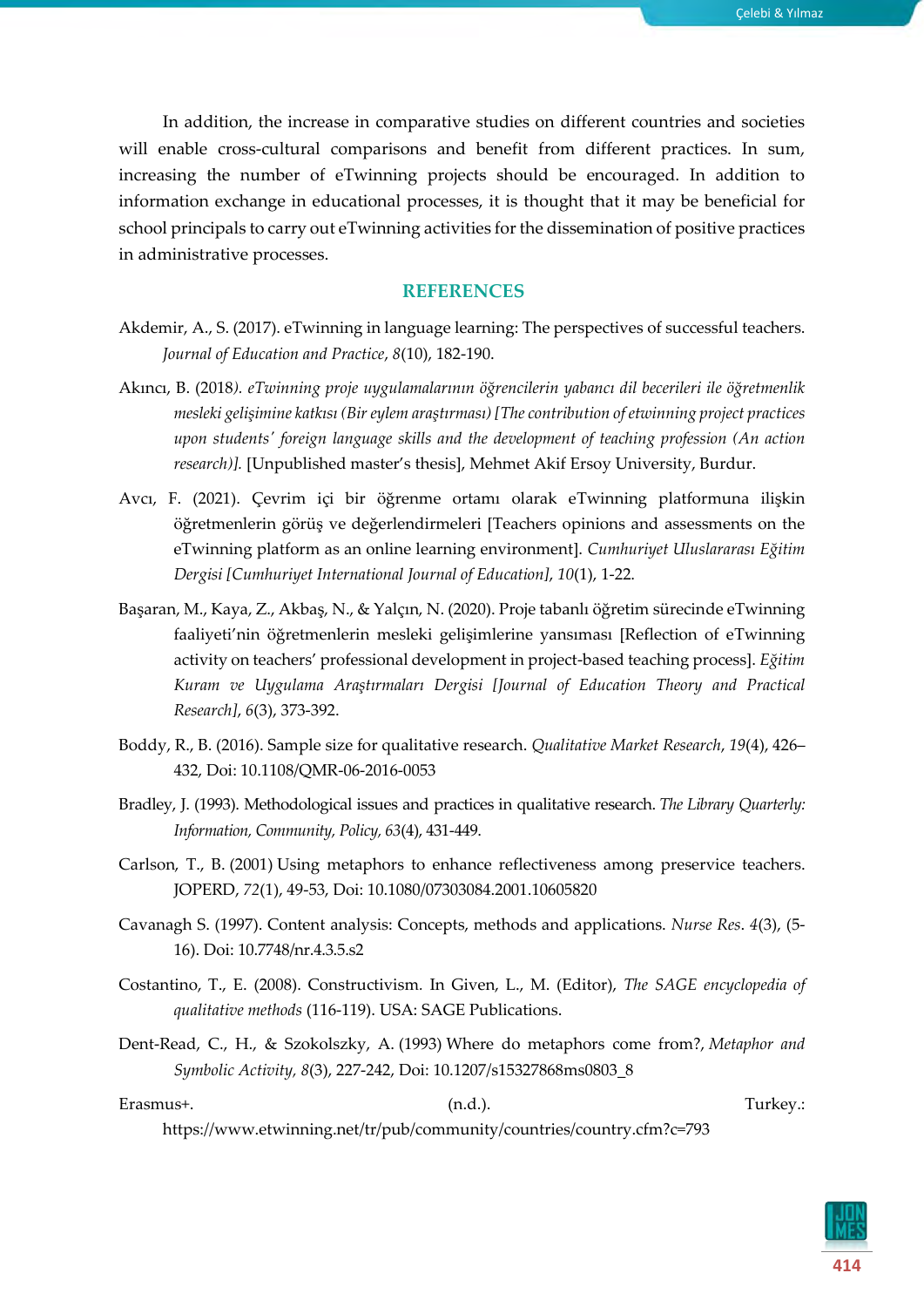In addition, the increase in comparative studies on different countries and societies will enable cross-cultural comparisons and benefit from different practices. In sum, increasing the number of eTwinning projects should be encouraged. In addition to information exchange in educational processes, it is thought that it may be beneficial for school principals to carry out eTwinning activities for the dissemination of positive practices in administrative processes.

## REFERENCES

Akdemir, A., S. (2017). eTwinning in language learning: The perspectives of successful teachers. *Journal of Education and Practice*, *8*(10), 182-190.

Akıncı, B. (2018*). eTwinning proje uygulamalarının öğrencilerin yabancı dil becerileri ile öğretmenlik mesleki gelişimine katkısı (Bir eylem araştırması) [The contribution of etwinning project practices upon students' foreign language skills and the development of teaching profession (An action research)].* [Unpublished master's thesis], Mehmet Akif Ersoy University, Burdur.

Avcı, F. (2021). Çevrim içi bir öğrenme ortamı olarak eTwinning platformuna ilişkin öğretmenlerin görüş ve değerlendirmeleri [Teachers opinions and assessments on the eTwinning platform as an online learning environment]. *Cumhuriyet Uluslararası Eğitim Dergisi [Cumhuriyet International Journal of Education]*, *10*(1), 1-22.

Başaran, M., Kaya, Z., Akbaş, N., & Yalçın, N. (2020). Proje tabanlı öğretim sürecinde eTwinning faaliyeti'nin öğretmenlerin mesleki gelişimlerine yansıması [Reflection of eTwinning activity on teachers' professional development in project-based teaching process]. *Eğitim Kuram ve Uygulama Araştırmaları Dergisi [Journal of Education Theory and Practical Research]*, *6*(3), 373-392.

Boddy, R., B. (2016). Sample size for qualitative research. *Qualitative Market Research*, *19*(4), 426–432, Doi: 10.1108/QMR-06-2016-0053

Bradley, J. (1993). Methodological issues and practices in qualitative research. *The Library Quarterly: Information, Community, Policy*, *63*(4), 431-449.

Carlson, T., B. (2001) Using metaphors to enhance reflectiveness among preservice teachers. JOPERD, *72*(1), 49-53, Doi: 10.1080/07303084.2001.10605820

Cavanagh S. (1997). Content analysis: Concepts, methods and applications. *Nurse Res*. *4*(3), (5-16). Doi: 10.7748/nr.4.3.5.s2

Costantino, T., E. (2008). Constructivism. In Given, L., M. (Editor), *The SAGE encyclopedia of qualitative methods* (116-119). USA: SAGE Publications.

Dent-Read, C., H., & Szokolszky, A. (1993) Where do metaphors come from?, *Metaphor and Symbolic Activity*, *8*(3), 227-242, Doi: 10.1207/s15327868ms0803_8

Erasmus+. (n.d.). Turkey.: https://www.etwinning.net/tr/pub/community/countries/country.cfm?c=793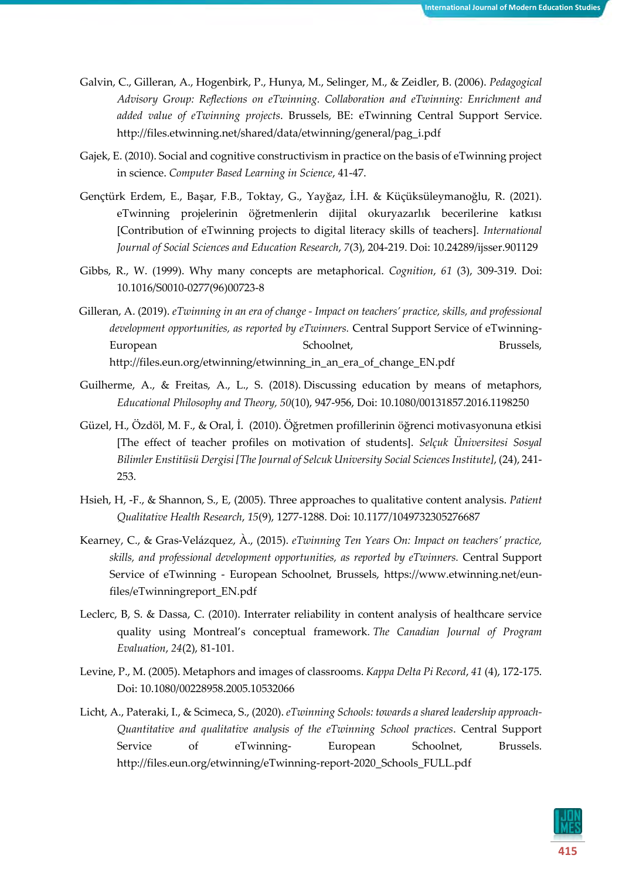Galvin, C., Gilleran, A., Hogenbirk, P., Hunya, M., Selinger, M., & Zeidler, B. (2006). *Pedagogical Advisory Group: Reflections on eTwinning. Collaboration and eTwinning: Enrichment and added value of eTwinning projects*. Brussels, BE: eTwinning Central Support Service. http://files.etwinning.net/shared/data/etwinning/general/pag_i.pdf

Gajek, E. (2010). Social and cognitive constructivism in practice on the basis of eTwinning project in science. *Computer Based Learning in Science*, 41-47.

Gençtürk Erdem, E., Başar, F.B., Toktay, G., Yayğaz, İ.H. & Küçüksüleymanoğlu, R. (2021). eTwinning projelerinin öğretmenlerin dijital okuryazarlık becerilerine katkısı [Contribution of eTwinning projects to digital literacy skills of teachers]. *International Journal of Social Sciences and Education Research*, *7*(3), 204-219. Doi: 10.24289/ijsser.901129

Gibbs, R., W. (1999). Why many concepts are metaphorical. *Cognition*, *61* (3), 309-319. Doi: 10.1016/S0010-0277(96)00723-8

Gilleran, A. (2019). *eTwinning in an era of change - Impact on teachers' practice, skills, and professional development opportunities, as reported by eTwinners.* Central Support Service of eTwinning-European Schoolnet, Brussels, http://files.eun.org/etwinning/etwinning_in_an_era_of_change_EN.pdf

Guilherme, A., & Freitas, A., L., S. (2018). Discussing education by means of metaphors, *Educational Philosophy and Theory, 50*(10), 947-956, Doi: 10.1080/00131857.2016.1198250

Güzel, H., Özdöl, M. F., & Oral, İ. (2010). Öğretmen profillerinin öğrenci motivasyonuna etkisi [The effect of teacher profiles on motivation of students]. *Selçuk Üniversitesi Sosyal Bilimler Enstitüsü Dergisi [The Journal of Selcuk University Social Sciences Institute]*, (24), 241-253.

Hsieh, H, -F., & Shannon, S., E, (2005). Three approaches to qualitative content analysis. *Patient Qualitative Health Research*, *15*(9), 1277-1288. Doi: 10.1177/1049732305276687

Kearney, C., & Gras-Velázquez, À., (2015). *eTwinning Ten Years On: Impact on teachers' practice, skills, and professional development opportunities, as reported by eTwinners.* Central Support Service of eTwinning - European Schoolnet, Brussels, https://www.etwinning.net/eun-files/eTwinningreport_EN.pdf

Leclerc, B, S. & Dassa, C. (2010). Interrater reliability in content analysis of healthcare service quality using Montreal's conceptual framework. *The Canadian Journal of Program Evaluation*, *24*(2), 81-101.

Levine, P., M. (2005). Metaphors and images of classrooms. *Kappa Delta Pi Record*, *41* (4), 172-175. Doi: 10.1080/00228958.2005.10532066

Licht, A., Pateraki, I., & Scimeca, S., (2020). *eTwinning Schools: towards a shared leadership approach-Quantitative and qualitative analysis of the eTwinning School practices*. Central Support Service of eTwinning- European Schoolnet, Brussels. http://files.eun.org/etwinning/eTwinning-report-2020_Schools_FULL.pdf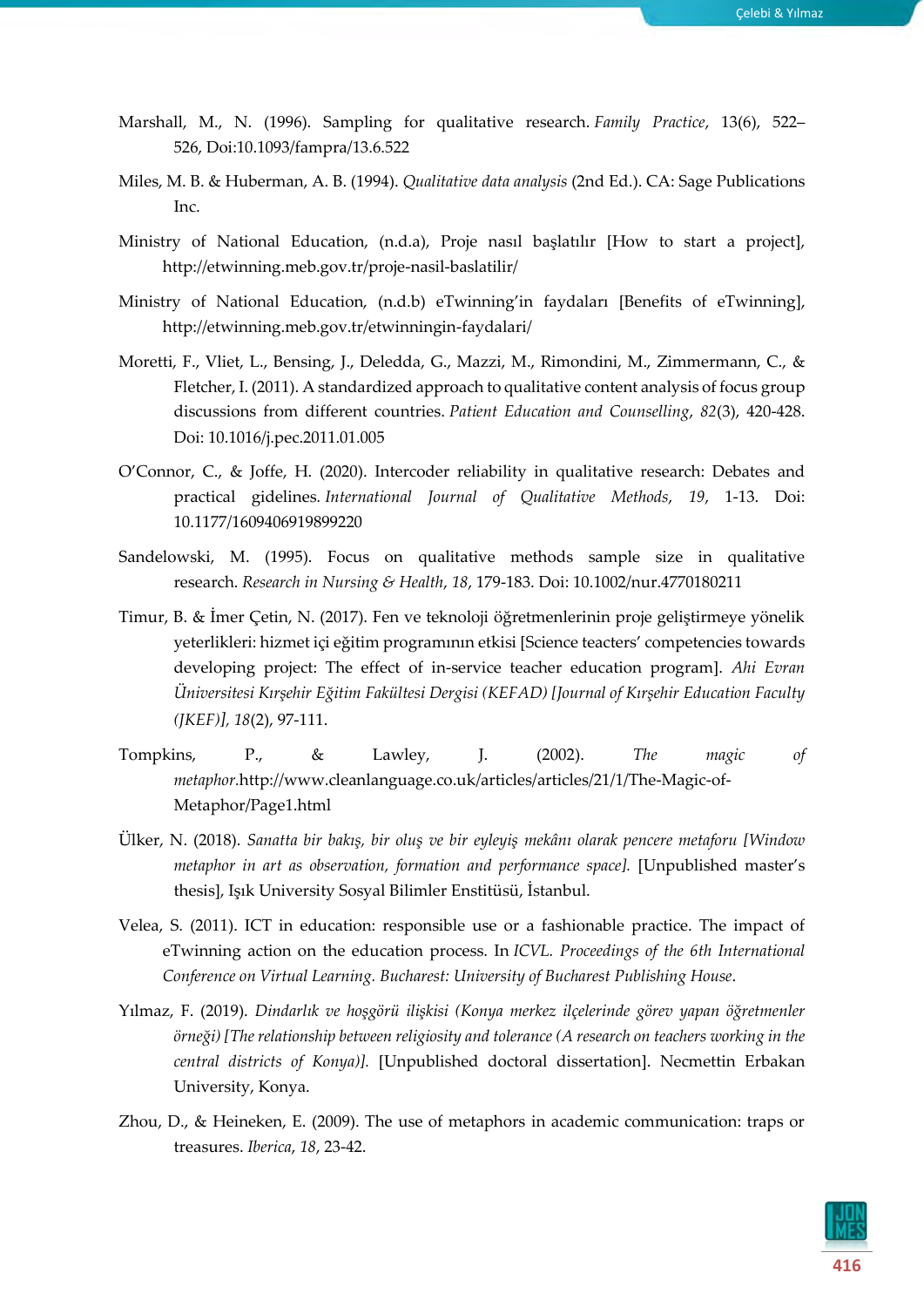Marshall, M., N. (1996). Sampling for qualitative research. *Family Practice*, 13(6), 522–526, Doi:10.1093/fampra/13.6.522

Miles, M. B. & Huberman, A. B. (1994). *Qualitative data analysis* (2nd Ed.). CA: Sage Publications Inc.

Ministry of National Education, (n.d.a), Proje nasıl başlatılır [How to start a project], http://etwinning.meb.gov.tr/proje-nasil-baslatilir/

Ministry of National Education, (n.d.b) eTwinning'in faydaları [Benefits of eTwinning], http://etwinning.meb.gov.tr/etwinningin-faydalari/

Moretti, F., Vliet, L., Bensing, J., Deledda, G., Mazzi, M., Rimondini, M., Zimmermann, C., & Fletcher, I. (2011). A standardized approach to qualitative content analysis of focus group discussions from different countries. *Patient Education and Counselling*, *82*(3), 420-428. Doi: 10.1016/j.pec.2011.01.005

O'Connor, C., & Joffe, H. (2020). Intercoder reliability in qualitative research: Debates and practical gidelines. *International Journal of Qualitative Methods*, *19*, 1-13. Doi: 10.1177/1609406919899220

Sandelowski, M. (1995). Focus on qualitative methods sample size in qualitative research. *Research in Nursing & Health*, *18*, 179-183. Doi: 10.1002/nur.4770180211

Timur, B. & İmer Çetin, N. (2017). Fen ve teknoloji öğretmenlerinin proje geliştirmeye yönelik yeterlikleri: hizmet içi eğitim programının etkisi [Science teacters' competencies towards developing project: The effect of in-service teacher education program]. *Ahi Evran Üniversitesi Kırşehir Eğitim Fakültesi Dergisi (KEFAD) [Journal of Kırşehir Education Faculty (JKEF)], 18*(2), 97-111.

Tompkins, P., & Lawley, J. (2002). *The magic of metaphor.*http://www.cleanlanguage.co.uk/articles/articles/21/1/The-Magic-of-Metaphor/Page1.html

Ülker, N. (2018). *Sanatta bir bakış, bir oluş ve bir eyleyiş mekânı olarak pencere metaforu [Window metaphor in art as observation, formation and performance space].* [Unpublished master's thesis], Işık University Sosyal Bilimler Enstitüsü, İstanbul.

Velea, S. (2011). ICT in education: responsible use or a fashionable practice. The impact of eTwinning action on the education process. In *ICVL. Proceedings of the 6th International Conference on Virtual Learning. Bucharest: University of Bucharest Publishing House*.

Yılmaz, F. (2019). *Dindarlık ve hoşgörü ilişkisi (Konya merkez ilçelerinde görev yapan öğretmenler örneği) [The relationship between religiosity and tolerance (A research on teachers working in the central districts of Konya)].* [Unpublished doctoral dissertation]. Necmettin Erbakan University, Konya.

Zhou, D., & Heineken, E. (2009). The use of metaphors in academic communication: traps or treasures. *Iberica*, *18*, 23-42.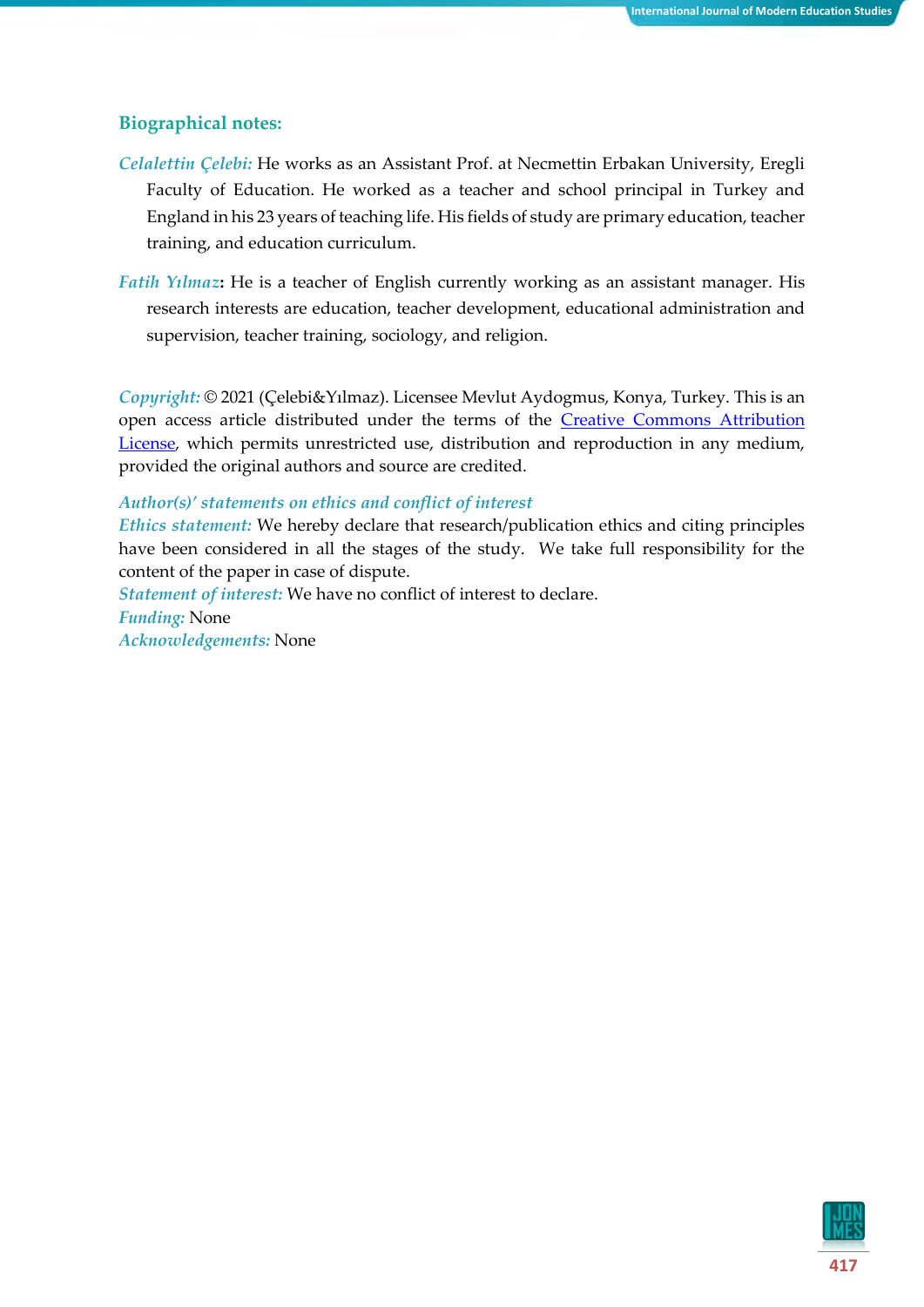### Biographical notes:

*Celalettin Çelebi:* He works as an Assistant Prof. at Necmettin Erbakan University, Eregli Faculty of Education. He worked as a teacher and school principal in Turkey and England in his 23 years of teaching life. His fields of study are primary education, teacher training, and education curriculum.

*Fatih Yılmaz***:** He is a teacher of English currently working as an assistant manager. His research interests are education, teacher development, educational administration and supervision, teacher training, sociology, and religion.

*Copyright:* © 2021 (Çelebi&Yılmaz). Licensee Mevlut Aydogmus, Konya, Turkey. This is an open access article distributed under the terms of the Creative Commons Attribution License, which permits unrestricted use, distribution and reproduction in any medium, provided the original authors and source are credited.

*Author(s)' statements on ethics and conflict of interest*
*Ethics statement:* We hereby declare that research/publication ethics and citing principles have been considered in all the stages of the study. We take full responsibility for the content of the paper in case of dispute.
*Statement of interest:* We have no conflict of interest to declare.
*Funding:* None
*Acknowledgements:* None